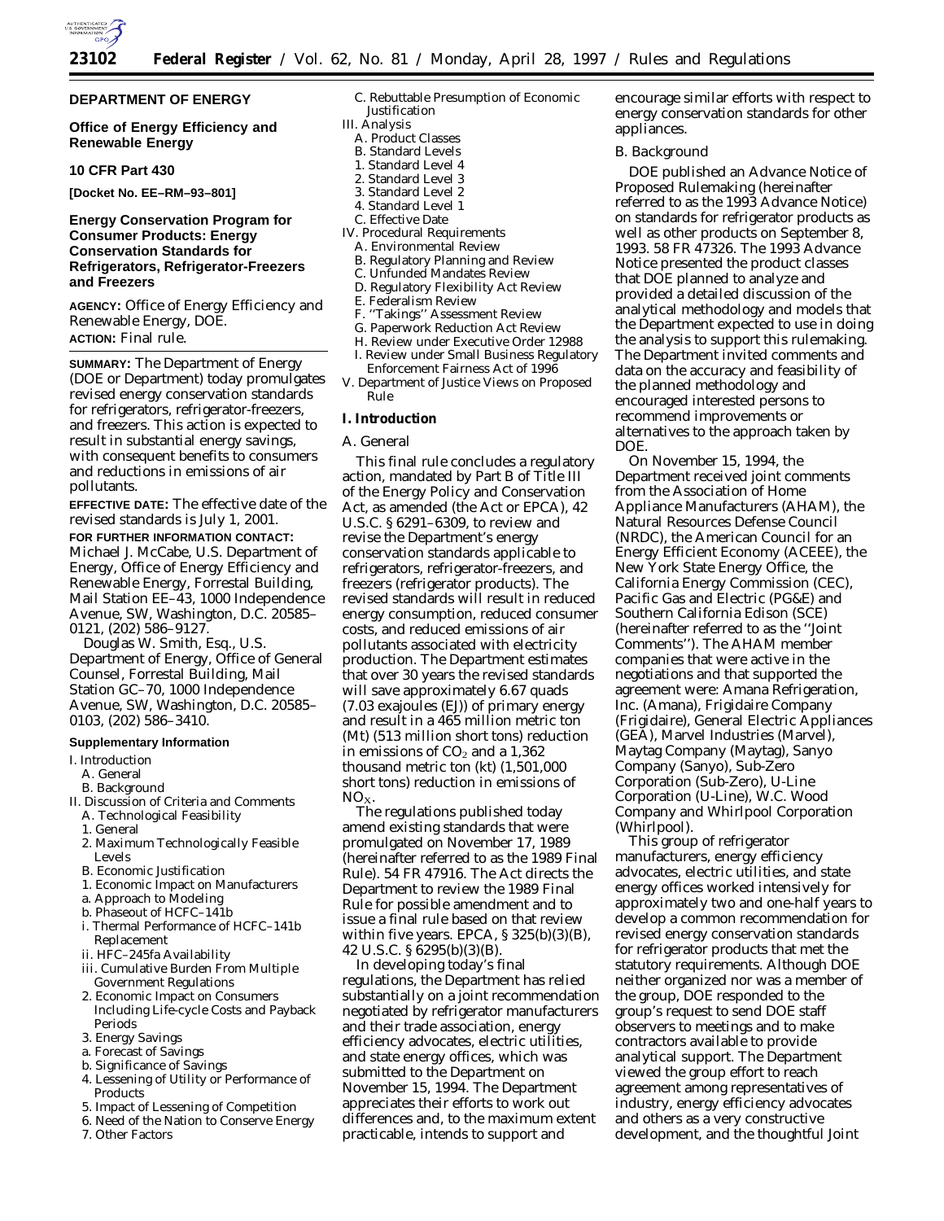# DEPARTMENT OF ENERGY

## Office of Energy Efficiency and Renewable Energy

### 10 CFR Part 430

**[Docket No. EE–RM–93–801]**

## Energy Conservation Program for Consumer Products: Energy Conservation Standards for Refrigerators, Refrigerator-Freezers and Freezers

**AGENCY:** Office of Energy Efficiency and Renewable Energy, DOE.

**ACTION:** Final rule.

**SUMMARY:** The Department of Energy (DOE or Department) today promulgates revised energy conservation standards for refrigerators, refrigerator-freezers, and freezers. This action is expected to result in substantial energy savings, with consequent benefits to consumers and reductions in emissions of air pollutants.

**EFFECTIVE DATE:** The effective date of the revised standards is July 1, 2001.

**FOR FURTHER INFORMATION CONTACT:** Michael J. McCabe, U.S. Department of Energy, Office of Energy Efficiency and Renewable Energy, Forrestal Building, Mail Station EE–43, 1000 Independence Avenue, SW, Washington, D.C. 20585–0121, (202) 586–9127.

Douglas W. Smith, Esq., U.S. Department of Energy, Office of General Counsel, Forrestal Building, Mail Station GC–70, 1000 Independence Avenue, SW, Washington, D.C. 20585–0103, (202) 586–3410.

**Supplementary Information**

I. Introduction
  A. General
  B. Background
II. Discussion of Criteria and Comments
  A. Technological Feasibility
    1. General
    2. Maximum Technologically Feasible Levels
  B. Economic Justification
    1. Economic Impact on Manufacturers
      a. Approach to Modeling
      b. Phaseout of HCFC–141b
        i. Thermal Performance of HCFC–141b Replacement
        ii. HFC–245fa Availability
        iii. Cumulative Burden From Multiple Government Regulations
    2. Economic Impact on Consumers Including Life-cycle Costs and Payback Periods
    3. Energy Savings
      a. Forecast of Savings
      b. Significance of Savings
    4. Lessening of Utility or Performance of Products
    5. Impact of Lessening of Competition
    6. Need of the Nation to Conserve Energy
    7. Other Factors
  C. Rebuttable Presumption of Economic Justification
III. Analysis
  A. Product Classes
  B. Standard Levels
    1. Standard Level 4
    2. Standard Level 3
    3. Standard Level 2
    4. Standard Level 1
  C. Effective Date
IV. Procedural Requirements
  A. Environmental Review
  B. Regulatory Planning and Review
  C. Unfunded Mandates Review
  D. Regulatory Flexibility Act Review
  E. Federalism Review
  F. ''Takings'' Assessment Review
  G. Paperwork Reduction Act Review
  H. Review under Executive Order 12988
  I. Review under Small Business Regulatory Enforcement Fairness Act of 1996
V. Department of Justice Views on Proposed Rule

## I. Introduction

### A. General

This final rule concludes a regulatory action, mandated by Part B of Title III of the Energy Policy and Conservation Act, as amended (the Act or EPCA), 42 U.S.C. § 6291–6309, to review and revise the Department's energy conservation standards applicable to refrigerators, refrigerator-freezers, and freezers (refrigerator products). The revised standards will result in reduced energy consumption, reduced consumer costs, and reduced emissions of air pollutants associated with electricity production. The Department estimates that over 30 years the revised standards will save approximately 6.67 quads (7.03 exajoules (EJ)) of primary energy and result in a 465 million metric ton (Mt) (513 million short tons) reduction in emissions of $CO_2$ and a 1,362 thousand metric ton (kt) (1,501,000 short tons) reduction in emissions of $NO_X$.

The regulations published today amend existing standards that were promulgated on November 17, 1989 (hereinafter referred to as the 1989 Final Rule). 54 FR 47916. The Act directs the Department to review the 1989 Final Rule for possible amendment and to issue a final rule based on that review within five years. EPCA, § 325(b)(3)(B), 42 U.S.C. § 6295(b)(3)(B).

In developing today's final regulations, the Department has relied substantially on a joint recommendation negotiated by refrigerator manufacturers and their trade association, energy efficiency advocates, electric utilities, and state energy offices, which was submitted to the Department on November 15, 1994. The Department appreciates their efforts to work out differences and, to the maximum extent practicable, intends to support and encourage similar efforts with respect to energy conservation standards for other appliances.

### B. Background

DOE published an Advance Notice of Proposed Rulemaking (hereinafter referred to as the 1993 Advance Notice) on standards for refrigerator products as well as other products on September 8, 1993. 58 FR 47326. The 1993 Advance Notice presented the product classes that DOE planned to analyze and provided a detailed discussion of the analytical methodology and models that the Department expected to use in doing the analysis to support this rulemaking. The Department invited comments and data on the accuracy and feasibility of the planned methodology and encouraged interested persons to recommend improvements or alternatives to the approach taken by DOE.

On November 15, 1994, the Department received joint comments from the Association of Home Appliance Manufacturers (AHAM), the Natural Resources Defense Council (NRDC), the American Council for an Energy Efficient Economy (ACEEE), the New York State Energy Office, the California Energy Commission (CEC), Pacific Gas and Electric (PG&E) and Southern California Edison (SCE) (hereinafter referred to as the ''Joint Comments''). The AHAM member companies that were active in the negotiations and that supported the agreement were: Amana Refrigeration, Inc. (Amana), Frigidaire Company (Frigidaire), General Electric Appliances (GEA), Marvel Industries (Marvel), Maytag Company (Maytag), Sanyo Company (Sanyo), Sub-Zero Corporation (Sub-Zero), U-Line Corporation (U-Line), W.C. Wood Company and Whirlpool Corporation (Whirlpool).

This group of refrigerator manufacturers, energy efficiency advocates, electric utilities, and state energy offices worked intensively for approximately two and one-half years to develop a common recommendation for revised energy conservation standards for refrigerator products that met the statutory requirements. Although DOE neither organized nor was a member of the group, DOE responded to the group's request to send DOE staff observers to meetings and to make contractors available to provide analytical support. The Department viewed the group effort to reach agreement among representatives of industry, energy efficiency advocates and others as a very constructive development, and the thoughtful Joint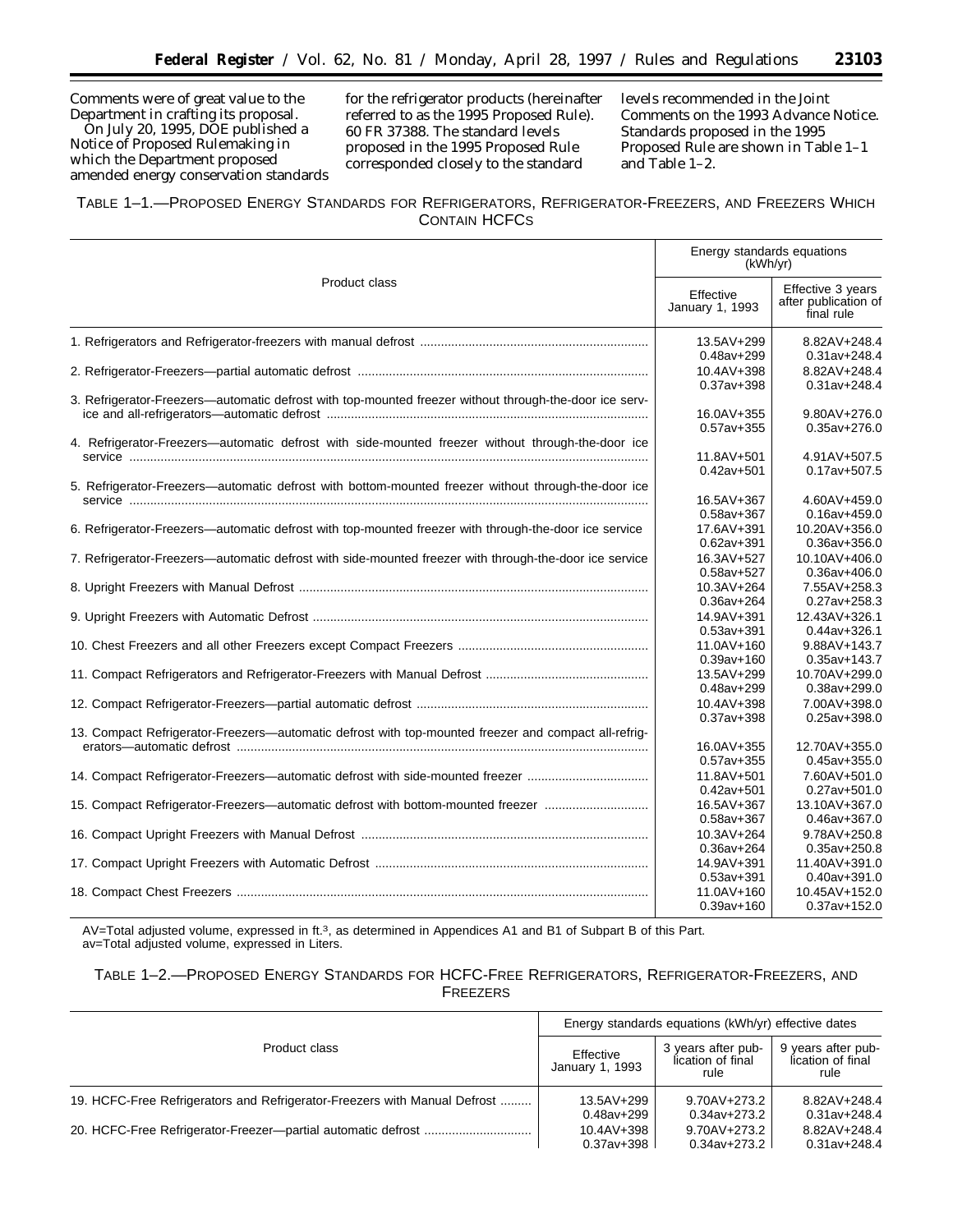Comments were of great value to the Department in crafting its proposal.

On July 20, 1995, DOE published a Notice of Proposed Rulemaking in which the Department proposed amended energy conservation standards for the refrigerator products (hereinafter referred to as the 1995 Proposed Rule). 60 FR 37388. The standard levels proposed in the 1995 Proposed Rule corresponded closely to the standard levels recommended in the Joint Comments on the 1993 Advance Notice. Standards proposed in the 1995 Proposed Rule are shown in Table 1–1 and Table 1–2.

TABLE 1–1.—PROPOSED ENERGY STANDARDS FOR REFRIGERATORS, REFRIGERATOR-FREEZERS, AND FREEZERS WHICH CONTAIN HCFCS

| Product class | Energy standards equations (kWh/yr) | |
|---|---|---|
| | Effective January 1, 1993 | Effective 3 years after publication of final rule |
| 1. Refrigerators and Refrigerator-freezers with manual defrost | 13.5AV+299<br>0.48av+299 | 8.82AV+248.4<br>0.31av+248.4 |
| 2. Refrigerator-Freezers—partial automatic defrost | 10.4AV+398<br>0.37av+398 | 8.82AV+248.4<br>0.31av+248.4 |
| 3. Refrigerator-Freezers—automatic defrost with top-mounted freezer without through-the-door ice service and all-refrigerators—automatic defrost | 16.0AV+355<br>0.57av+355 | 9.80AV+276.0<br>0.35av+276.0 |
| 4. Refrigerator-Freezers—automatic defrost with side-mounted freezer without through-the-door ice service | 11.8AV+501<br>0.42av+501 | 4.91AV+507.5<br>0.17av+507.5 |
| 5. Refrigerator-Freezers—automatic defrost with bottom-mounted freezer without through-the-door ice service | 16.5AV+367<br>0.58av+367 | 4.60AV+459.0<br>0.16av+459.0 |
| 6. Refrigerator-Freezers—automatic defrost with top-mounted freezer with through-the-door ice service | 17.6AV+391<br>0.62av+391 | 10.20AV+356.0<br>0.36av+356.0 |
| 7. Refrigerator-Freezers—automatic defrost with side-mounted freezer with through-the-door ice service | 16.3AV+527<br>0.58av+527 | 10.10AV+406.0<br>0.36av+406.0 |
| 8. Upright Freezers with Manual Defrost | 10.3AV+264<br>0.36av+264 | 7.55AV+258.3<br>0.27av+258.3 |
| 9. Upright Freezers with Automatic Defrost | 14.9AV+391<br>0.53av+391 | 12.43AV+326.1<br>0.44av+326.1 |
| 10. Chest Freezers and all other Freezers except Compact Freezers | 11.0AV+160<br>0.39av+160 | 9.88AV+143.7<br>0.35av+143.7 |
| 11. Compact Refrigerators and Refrigerator-Freezers with Manual Defrost | 13.5AV+299<br>0.48av+299 | 10.70AV+299.0<br>0.38av+299.0 |
| 12. Compact Refrigerator-Freezers—partial automatic defrost | 10.4AV+398<br>0.37av+398 | 7.00AV+398.0<br>0.25av+398.0 |
| 13. Compact Refrigerator-Freezers—automatic defrost with top-mounted freezer and compact all-refrigerators—automatic defrost | 16.0AV+355<br>0.57av+355 | 12.70AV+355.0<br>0.45av+355.0 |
| 14. Compact Refrigerator-Freezers—automatic defrost with side-mounted freezer | 11.8AV+501<br>0.42av+501 | 7.60AV+501.0<br>0.27av+501.0 |
| 15. Compact Refrigerator-Freezers—automatic defrost with bottom-mounted freezer | 16.5AV+367<br>0.58av+367 | 13.10AV+367.0<br>0.46av+367.0 |
| 16. Compact Upright Freezers with Manual Defrost | 10.3AV+264<br>0.36av+264 | 9.78AV+250.8<br>0.35av+250.8 |
| 17. Compact Upright Freezers with Automatic Defrost | 14.9AV+391<br>0.53av+391 | 11.40AV+391.0<br>0.40av+391.0 |
| 18. Compact Chest Freezers | 11.0AV+160<br>0.39av+160 | 10.45AV+152.0<br>0.37av+152.0 |

AV=Total adjusted volume, expressed in ft.$^3$, as determined in Appendices A1 and B1 of Subpart B of this Part.
av=Total adjusted volume, expressed in Liters.

TABLE 1–2.—PROPOSED ENERGY STANDARDS FOR HCFC-FREE REFRIGERATORS, REFRIGERATOR-FREEZERS, AND FREEZERS

| Product class | Energy standards equations (kWh/yr) effective dates | | |
|---|---|---|---|
| | Effective January 1, 1993 | 3 years after publication of final rule | 9 years after publication of final rule |
| 19. HCFC-Free Refrigerators and Refrigerator-Freezers with Manual Defrost | 13.5AV+299<br>0.48av+299 | 9.70AV+273.2<br>0.34av+273.2 | 8.82AV+248.4<br>0.31av+248.4 |
| 20. HCFC-Free Refrigerator-Freezer—partial automatic defrost | 10.4AV+398<br>0.37av+398 | 9.70AV+273.2<br>0.34av+273.2 | 8.82AV+248.4<br>0.31av+248.4 |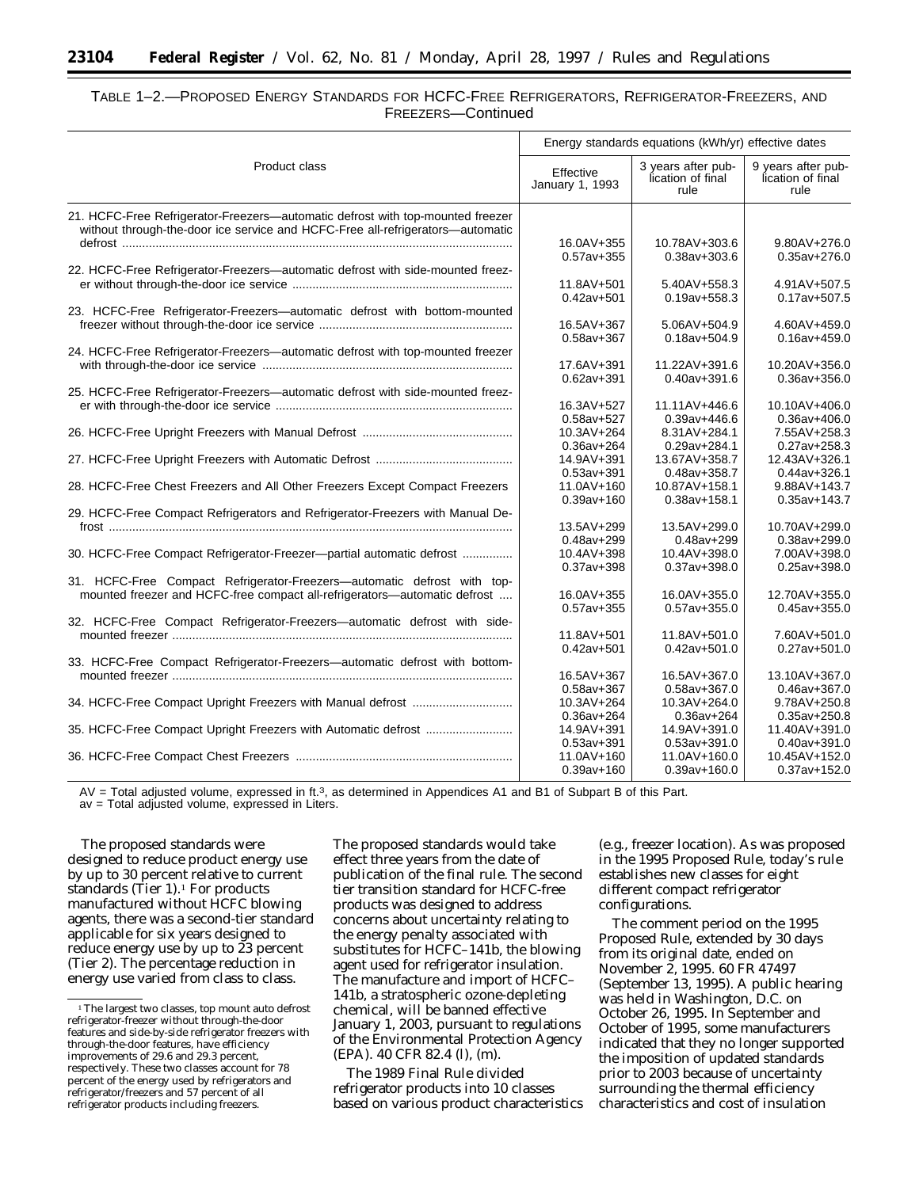TABLE 1–2.—PROPOSED ENERGY STANDARDS FOR HCFC-FREE REFRIGERATORS, REFRIGERATOR-FREEZERS, AND FREEZERS—Continued

| Product class | Energy standards equations (kWh/yr) effective dates | | |
|---|---|---|---|
| | Effective January 1, 1993 | 3 years after publication of final rule | 9 years after publication of final rule |
| 21. HCFC-Free Refrigerator-Freezers—automatic defrost with top-mounted freezer without through-the-door ice service and HCFC-Free all-refrigerators—automatic defrost | 16.0AV+355<br>0.57av+355 | 10.78AV+303.6<br>0.38av+303.6 | 9.80AV+276.0<br>0.35av+276.0 |
| 22. HCFC-Free Refrigerator-Freezers—automatic defrost with side-mounted freezer without through-the-door ice service | 11.8AV+501<br>0.42av+501 | 5.40AV+558.3<br>0.19av+558.3 | 4.91AV+507.5<br>0.17av+507.5 |
| 23. HCFC-Free Refrigerator-Freezers—automatic defrost with bottom-mounted freezer without through-the-door ice service | 16.5AV+367<br>0.58av+367 | 5.06AV+504.9<br>0.18av+504.9 | 4.60AV+459.0<br>0.16av+459.0 |
| 24. HCFC-Free Refrigerator-Freezers—automatic defrost with top-mounted freezer with through-the-door ice service | 17.6AV+391<br>0.62av+391 | 11.22AV+391.6<br>0.40av+391.6 | 10.20AV+356.0<br>0.36av+356.0 |
| 25. HCFC-Free Refrigerator-Freezers—automatic defrost with side-mounted freezer with through-the-door ice service | 16.3AV+527<br>0.58av+527 | 11.11AV+446.6<br>0.39av+446.6 | 10.10AV+406.0<br>0.36av+406.0 |
| 26. HCFC-Free Upright Freezers with Manual Defrost | 10.3AV+264<br>0.36av+264 | 8.31AV+284.1<br>0.29av+284.1 | 7.55AV+258.3<br>0.27av+258.3 |
| 27. HCFC-Free Upright Freezers with Automatic Defrost | 14.9AV+391<br>0.53av+391 | 13.67AV+358.7<br>0.48av+358.7 | 12.43AV+326.1<br>0.44av+326.1 |
| 28. HCFC-Free Chest Freezers and All Other Freezers Except Compact Freezers | 11.0AV+160<br>0.39av+160 | 10.87AV+158.1<br>0.38av+158.1 | 9.88AV+143.7<br>0.35av+143.7 |
| 29. HCFC-Free Compact Refrigerators and Refrigerator-Freezers with Manual Defrost | 13.5AV+299<br>0.48av+299 | 13.5AV+299.0<br>0.48av+299 | 10.70AV+299.0<br>0.38av+299.0 |
| 30. HCFC-Free Compact Refrigerator-Freezer—partial automatic defrost | 10.4AV+398<br>0.37av+398 | 10.4AV+398.0<br>0.37av+398.0 | 7.00AV+398.0<br>0.25av+398.0 |
| 31. HCFC-Free Compact Refrigerator-Freezers—automatic defrost with top-mounted freezer and HCFC-free compact all-refrigerators—automatic defrost | 16.0AV+355<br>0.57av+355 | 16.0AV+355.0<br>0.57av+355.0 | 12.70AV+355.0<br>0.45av+355.0 |
| 32. HCFC-Free Compact Refrigerator-Freezers—automatic defrost with side-mounted freezer | 11.8AV+501<br>0.42av+501 | 11.8AV+501.0<br>0.42av+501.0 | 7.60AV+501.0<br>0.27av+501.0 |
| 33. HCFC-Free Compact Refrigerator-Freezers—automatic defrost with bottom-mounted freezer | 16.5AV+367<br>0.58av+367 | 16.5AV+367.0<br>0.58av+367.0 | 13.10AV+367.0<br>0.46av+367.0 |
| 34. HCFC-Free Compact Upright Freezers with Manual defrost | 10.3AV+264<br>0.36av+264 | 10.3AV+264.0<br>0.36av+264 | 9.78AV+250.8<br>0.35av+250.8 |
| 35. HCFC-Free Compact Upright Freezers with Automatic defrost | 14.9AV+391<br>0.53av+391 | 14.9AV+391.0<br>0.53av+391.0 | 11.40AV+391.0<br>0.40av+391.0 |
| 36. HCFC-Free Compact Chest Freezers | 11.0AV+160<br>0.39av+160 | 11.0AV+160.0<br>0.39av+160.0 | 10.45AV+152.0<br>0.37av+152.0 |

AV = Total adjusted volume, expressed in ft.$^3$, as determined in Appendices A1 and B1 of Subpart B of this Part.
av = Total adjusted volume, expressed in Liters.

The proposed standards were designed to reduce product energy use by up to 30 percent relative to current standards (Tier 1).[1] For products manufactured without HCFC blowing agents, there was a second-tier standard applicable for six years designed to reduce energy use by up to 23 percent (Tier 2). The percentage reduction in energy use varied from class to class. The proposed standards would take effect three years from the date of publication of the final rule. The second tier transition standard for HCFC-free products was designed to address concerns about uncertainty relating to the energy penalty associated with substitutes for HCFC–141b, the blowing agent used for refrigerator insulation. The manufacture and import of HCFC–141b, a stratospheric ozone-depleting chemical, will be banned effective January 1, 2003, pursuant to regulations of the Environmental Protection Agency (EPA). 40 CFR 82.4 (l), (m).

The 1989 Final Rule divided refrigerator products into 10 classes based on various product characteristics (e.g., freezer location). As was proposed in the 1995 Proposed Rule, today's rule establishes new classes for eight different compact refrigerator configurations.

The comment period on the 1995 Proposed Rule, extended by 30 days from its original date, ended on November 2, 1995. 60 FR 47497 (September 13, 1995). A public hearing was held in Washington, D.C. on October 26, 1995. In September and October of 1995, some manufacturers indicated that they no longer supported the imposition of updated standards prior to 2003 because of uncertainty surrounding the thermal efficiency characteristics and cost of insulation

[1] The largest two classes, top mount auto defrost refrigerator-freezer without through-the-door features and side-by-side refrigerator freezers with through-the-door features, have efficiency improvements of 29.6 and 29.3 percent, respectively. These two classes account for 78 percent of the energy used by refrigerators and refrigerator/freezers and 57 percent of all refrigerator products including freezers.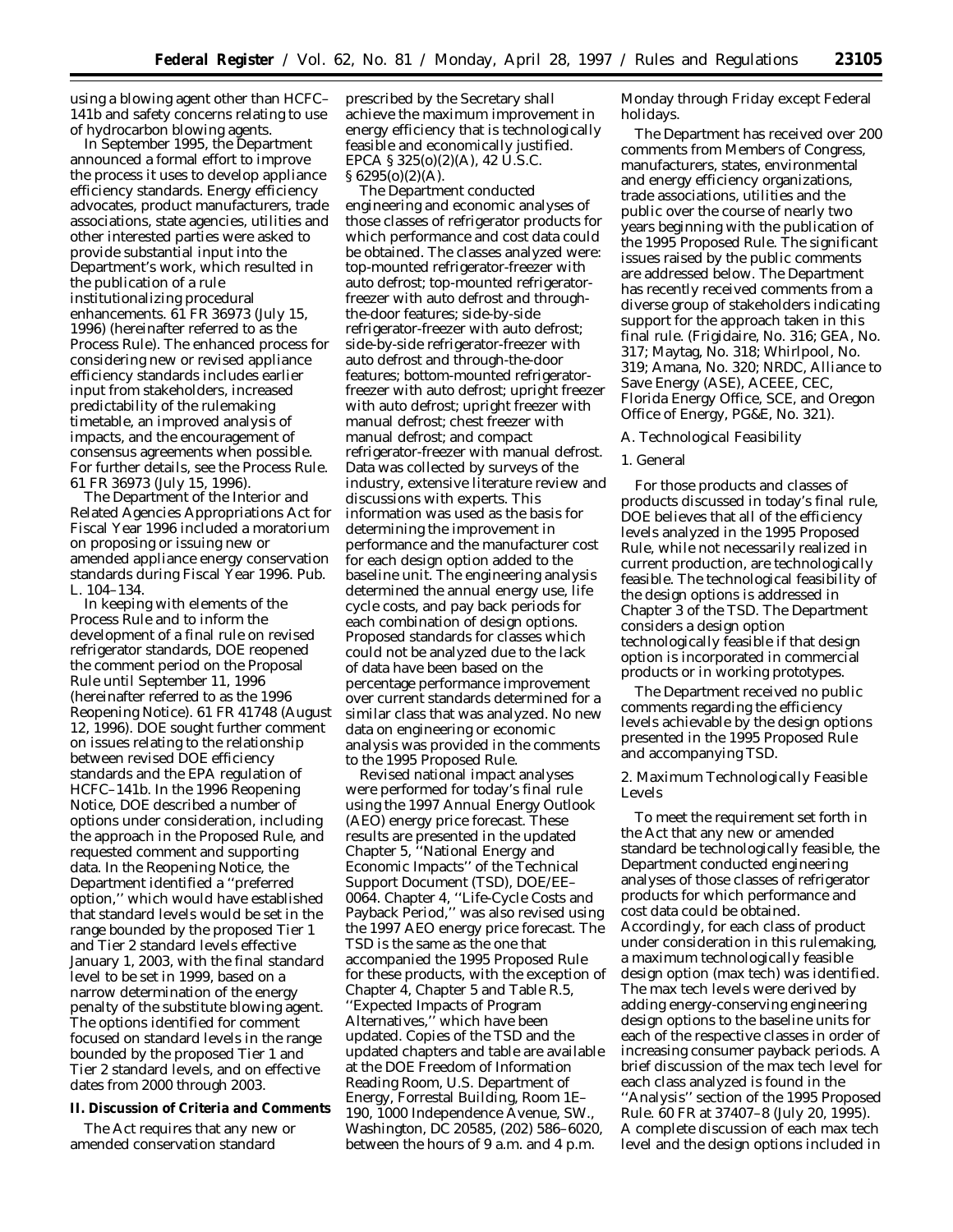using a blowing agent other than HCFC–141b and safety concerns relating to use of hydrocarbon blowing agents.

In September 1995, the Department announced a formal effort to improve the process it uses to develop appliance efficiency standards. Energy efficiency advocates, product manufacturers, trade associations, state agencies, utilities and other interested parties were asked to provide substantial input into the Department's work, which resulted in the publication of a rule institutionalizing procedural enhancements. 61 FR 36973 (July 15, 1996) (hereinafter referred to as the Process Rule). The enhanced process for considering new or revised appliance efficiency standards includes earlier input from stakeholders, increased predictability of the rulemaking timetable, an improved analysis of impacts, and the encouragement of consensus agreements when possible. For further details, see the Process Rule. 61 FR 36973 (July 15, 1996).

The Department of the Interior and Related Agencies Appropriations Act for Fiscal Year 1996 included a moratorium on proposing or issuing new or amended appliance energy conservation standards during Fiscal Year 1996. Pub. L. 104–134.

In keeping with elements of the Process Rule and to inform the development of a final rule on revised refrigerator standards, DOE reopened the comment period on the Proposal Rule until September 11, 1996 (hereinafter referred to as the 1996 Reopening Notice). 61 FR 41748 (August 12, 1996). DOE sought further comment on issues relating to the relationship between revised DOE efficiency standards and the EPA regulation of HCFC–141b. In the 1996 Reopening Notice, DOE described a number of options under consideration, including the approach in the Proposed Rule, and requested comment and supporting data. In the Reopening Notice, the Department identified a ''preferred option,'' which would have established that standard levels would be set in the range bounded by the proposed Tier 1 and Tier 2 standard levels effective January 1, 2003, with the final standard level to be set in 1999, based on a narrow determination of the energy penalty of the substitute blowing agent. The options identified for comment focused on standard levels in the range bounded by the proposed Tier 1 and Tier 2 standard levels, and on effective dates from 2000 through 2003.

## II. Discussion of Criteria and Comments

The Act requires that any new or amended conservation standard prescribed by the Secretary shall achieve the maximum improvement in energy efficiency that is technologically feasible and economically justified. EPCA § 325(o)(2)(A), 42 U.S.C. § 6295(o)(2)(A).

The Department conducted engineering and economic analyses of those classes of refrigerator products for which performance and cost data could be obtained. The classes analyzed were: top-mounted refrigerator-freezer with auto defrost; top-mounted refrigerator-freezer with auto defrost and through-the-door features; side-by-side refrigerator-freezer with auto defrost; side-by-side refrigerator-freezer with auto defrost and through-the-door features; bottom-mounted refrigerator-freezer with auto defrost; upright freezer with auto defrost; upright freezer with manual defrost; chest freezer with manual defrost; and compact refrigerator-freezer with manual defrost. Data was collected by surveys of the industry, extensive literature review and discussions with experts. This information was used as the basis for determining the improvement in performance and the manufacturer cost for each design option added to the baseline unit. The engineering analysis determined the annual energy use, life cycle costs, and pay back periods for each combination of design options. Proposed standards for classes which could not be analyzed due to the lack of data have been based on the percentage performance improvement over current standards determined for a similar class that was analyzed. No new data on engineering or economic analysis was provided in the comments to the 1995 Proposed Rule.

Revised national impact analyses were performed for today's final rule using the 1997 Annual Energy Outlook (AEO) energy price forecast. These results are presented in the updated Chapter 5, ''National Energy and Economic Impacts'' of the Technical Support Document (TSD), DOE/EE–0064. Chapter 4, ''Life-Cycle Costs and Payback Period,'' was also revised using the 1997 AEO energy price forecast. The TSD is the same as the one that accompanied the 1995 Proposed Rule for these products, with the exception of Chapter 4, Chapter 5 and Table R.5, ''Expected Impacts of Program Alternatives,'' which have been updated. Copies of the TSD and the updated chapters and table are available at the DOE Freedom of Information Reading Room, U.S. Department of Energy, Forrestal Building, Room 1E–190, 1000 Independence Avenue, SW., Washington, DC 20585, (202) 586–6020, between the hours of 9 a.m. and 4 p.m. Monday through Friday except Federal holidays.

The Department has received over 200 comments from Members of Congress, manufacturers, states, environmental and energy efficiency organizations, trade associations, utilities and the public over the course of nearly two years beginning with the publication of the 1995 Proposed Rule. The significant issues raised by the public comments are addressed below. The Department has recently received comments from a diverse group of stakeholders indicating support for the approach taken in this final rule. (Frigidaire, No. 316; GEA, No. 317; Maytag, No. 318; Whirlpool, No. 319; Amana, No. 320; NRDC, Alliance to Save Energy (ASE), ACEEE, CEC, Florida Energy Office, SCE, and Oregon Office of Energy, PG&E, No. 321).

### A. Technological Feasibility

#### 1. General

For those products and classes of products discussed in today's final rule, DOE believes that all of the efficiency levels analyzed in the 1995 Proposed Rule, while not necessarily realized in current production, are technologically feasible. The technological feasibility of the design options is addressed in Chapter 3 of the TSD. The Department considers a design option technologically feasible if that design option is incorporated in commercial products or in working prototypes.

The Department received no public comments regarding the efficiency levels achievable by the design options presented in the 1995 Proposed Rule and accompanying TSD.

#### 2. Maximum Technologically Feasible Levels

To meet the requirement set forth in the Act that any new or amended standard be technologically feasible, the Department conducted engineering analyses of those classes of refrigerator products for which performance and cost data could be obtained. Accordingly, for each class of product under consideration in this rulemaking, a maximum technologically feasible design option (max tech) was identified. The max tech levels were derived by adding energy-conserving engineering design options to the baseline units for each of the respective classes in order of increasing consumer payback periods. A brief discussion of the max tech level for each class analyzed is found in the ''Analysis'' section of the 1995 Proposed Rule. 60 FR at 37407–8 (July 20, 1995). A complete discussion of each max tech level and the design options included in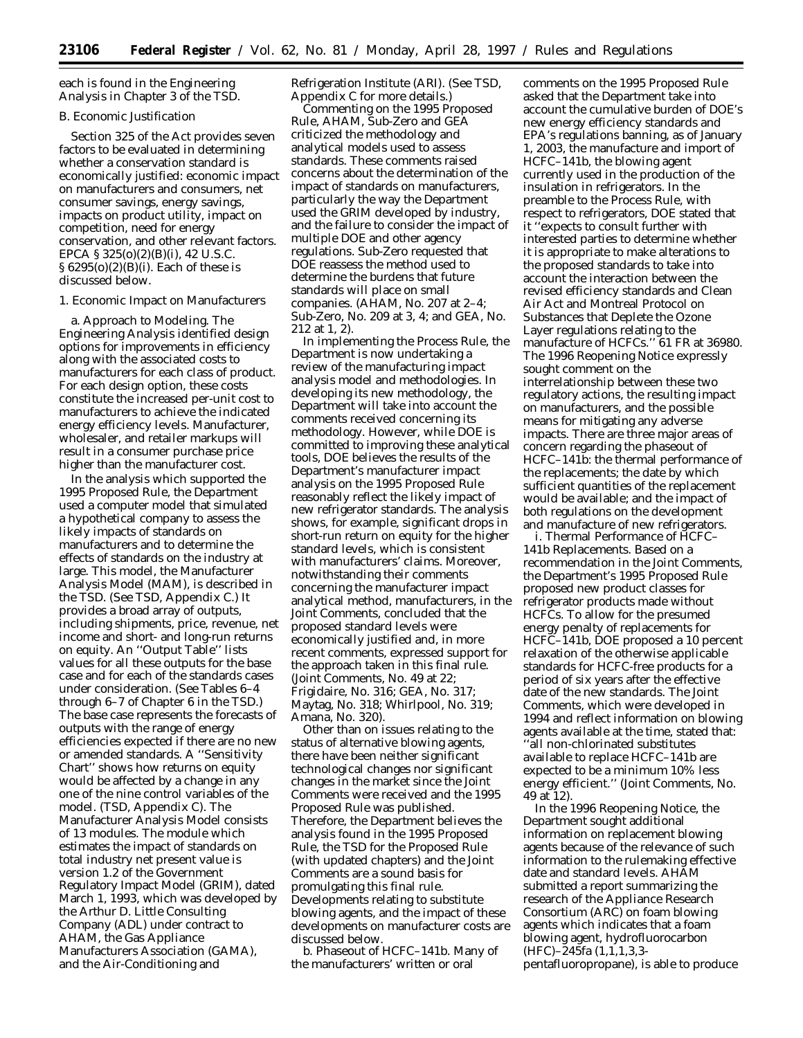each is found in the Engineering Analysis in Chapter 3 of the TSD.

B. Economic Justification

Section 325 of the Act provides seven factors to be evaluated in determining whether a conservation standard is economically justified: economic impact on manufacturers and consumers, net consumer savings, energy savings, impacts on product utility, impact on competition, need for energy conservation, and other relevant factors. EPCA § 325(o)(2)(B)(i), 42 U.S.C. § 6295(o)(2)(B)(i). Each of these is discussed below.

1. Economic Impact on Manufacturers

*a. Approach to Modeling.* The Engineering Analysis identified design options for improvements in efficiency along with the associated costs to manufacturers for each class of product. For each design option, these costs constitute the increased per-unit cost to manufacturers to achieve the indicated energy efficiency levels. Manufacturer, wholesaler, and retailer markups will result in a consumer purchase price higher than the manufacturer cost.

In the analysis which supported the 1995 Proposed Rule, the Department used a computer model that simulated a hypothetical company to assess the likely impacts of standards on manufacturers and to determine the effects of standards on the industry at large. This model, the Manufacturer Analysis Model (MAM), is described in the TSD. (See TSD, Appendix C.) It provides a broad array of outputs, including shipments, price, revenue, net income and short- and long-run returns on equity. An ''Output Table'' lists values for all these outputs for the base case and for each of the standards cases under consideration. (See Tables 6–4 through 6–7 of Chapter 6 in the TSD.) The base case represents the forecasts of outputs with the range of energy efficiencies expected if there are no new or amended standards. A ''Sensitivity Chart'' shows how returns on equity would be affected by a change in any one of the nine control variables of the model. (TSD, Appendix C). The Manufacturer Analysis Model consists of 13 modules. The module which estimates the impact of standards on total industry net present value is version 1.2 of the Government Regulatory Impact Model (GRIM), dated March 1, 1993, which was developed by the Arthur D. Little Consulting Company (ADL) under contract to AHAM, the Gas Appliance Manufacturers Association (GAMA), and the Air-Conditioning and Refrigeration Institute (ARI). (See TSD, Appendix C for more details.)

Commenting on the 1995 Proposed Rule, AHAM, Sub-Zero and GEA criticized the methodology and analytical models used to assess standards. These comments raised concerns about the determination of the impact of standards on manufacturers, particularly the way the Department used the GRIM developed by industry, and the failure to consider the impact of multiple DOE and other agency regulations. Sub-Zero requested that DOE reassess the method used to determine the burdens that future standards will place on small companies. (AHAM, No. 207 at 2–4; Sub-Zero, No. 209 at 3, 4; and GEA, No. 212 at 1, 2).

In implementing the Process Rule, the Department is now undertaking a review of the manufacturing impact analysis model and methodologies. In developing its new methodology, the Department will take into account the comments received concerning its methodology. However, while DOE is committed to improving these analytical tools, DOE believes the results of the Department's manufacturer impact analysis on the 1995 Proposed Rule reasonably reflect the likely impact of new refrigerator standards. The analysis shows, for example, significant drops in short-run return on equity for the higher standard levels, which is consistent with manufacturers' claims. Moreover, notwithstanding their comments concerning the manufacturer impact analytical method, manufacturers, in the Joint Comments, concluded that the proposed standard levels were economically justified and, in more recent comments, expressed support for the approach taken in this final rule. (Joint Comments, No. 49 at 22; Frigidaire, No. 316; GEA, No. 317; Maytag, No. 318; Whirlpool, No. 319; Amana, No. 320).

Other than on issues relating to the status of alternative blowing agents, there have been neither significant technological changes nor significant changes in the market since the Joint Comments were received and the 1995 Proposed Rule was published. Therefore, the Department believes the analysis found in the 1995 Proposed Rule, the TSD for the Proposed Rule (with updated chapters) and the Joint Comments are a sound basis for promulgating this final rule. Developments relating to substitute blowing agents, and the impact of these developments on manufacturer costs are discussed below.

*b. Phaseout of HCFC–141b.* Many of the manufacturers' written or oral comments on the 1995 Proposed Rule asked that the Department take into account the cumulative burden of DOE's new energy efficiency standards and EPA's regulations banning, as of January 1, 2003, the manufacture and import of HCFC–141b, the blowing agent currently used in the production of the insulation in refrigerators. In the preamble to the Process Rule, with respect to refrigerators, DOE stated that it ''expects to consult further with interested parties to determine whether it is appropriate to make alterations to the proposed standards to take into account the interaction between the revised efficiency standards and Clean Air Act and Montreal Protocol on Substances that Deplete the Ozone Layer regulations relating to the manufacture of HCFCs.'' 61 FR at 36980. The 1996 Reopening Notice expressly sought comment on the interrelationship between these two regulatory actions, the resulting impact on manufacturers, and the possible means for mitigating any adverse impacts. There are three major areas of concern regarding the phaseout of HCFC–141b: the thermal performance of the replacements; the date by which sufficient quantities of the replacement would be available; and the impact of both regulations on the development and manufacture of new refrigerators.

*i. Thermal Performance of HCFC–141b Replacements.* Based on a recommendation in the Joint Comments, the Department's 1995 Proposed Rule proposed new product classes for refrigerator products made without HCFCs. To allow for the presumed energy penalty of replacements for HCFC–141b, DOE proposed a 10 percent relaxation of the otherwise applicable standards for HCFC-free products for a period of six years after the effective date of the new standards. The Joint Comments, which were developed in 1994 and reflect information on blowing agents available at the time, stated that: ''all non-chlorinated substitutes available to replace HCFC–141b are expected to be a minimum 10% less energy efficient.'' (Joint Comments, No. 49 at 12).

In the 1996 Reopening Notice, the Department sought additional information on replacement blowing agents because of the relevance of such information to the rulemaking effective date and standard levels. AHAM submitted a report summarizing the research of the Appliance Research Consortium (ARC) on foam blowing agents which indicates that a foam blowing agent, hydrofluorocarbon (HFC)–245fa (1,1,1,3,3-pentafluoropropane), is able to produce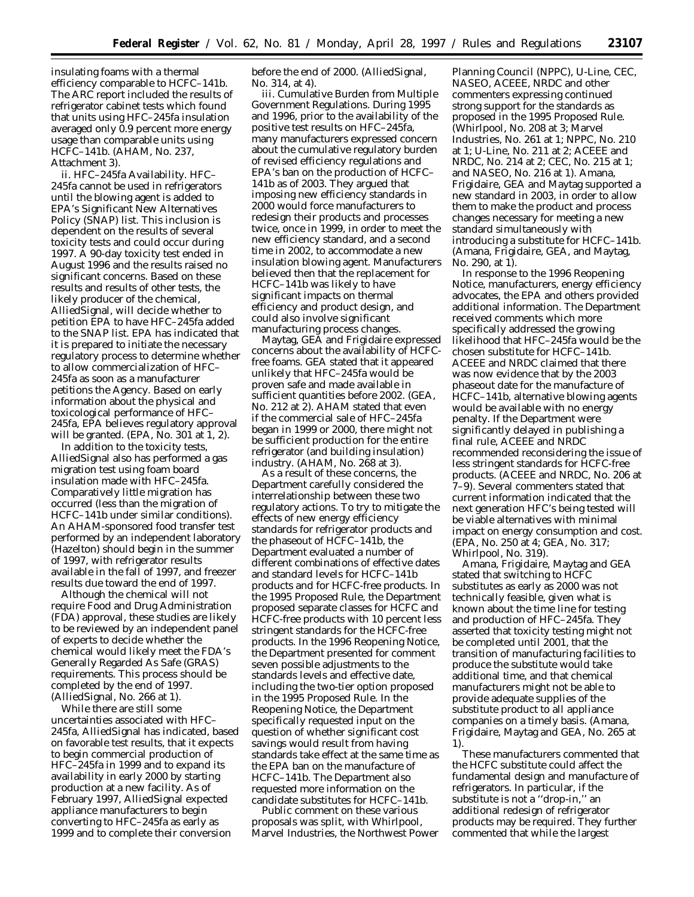insulating foams with a thermal efficiency comparable to HCFC–141b. The ARC report included the results of refrigerator cabinet tests which found that units using HFC–245fa insulation averaged only 0.9 percent more energy usage than comparable units using HCFC–141b. (AHAM, No. 237, Attachment 3).

ii. *HFC–245fa Availability.* HFC–245fa cannot be used in refrigerators until the blowing agent is added to EPA's Significant New Alternatives Policy (SNAP) list. This inclusion is dependent on the results of several toxicity tests and could occur during 1997. A 90-day toxicity test ended in August 1996 and the results raised no significant concerns. Based on these results and results of other tests, the likely producer of the chemical, AlliedSignal, will decide whether to petition EPA to have HFC–245fa added to the SNAP list. EPA has indicated that it is prepared to initiate the necessary regulatory process to determine whether to allow commercialization of HFC–245fa as soon as a manufacturer petitions the Agency. Based on early information about the physical and toxicological performance of HFC–245fa, EPA believes regulatory approval will be granted. (EPA, No. 301 at 1, 2).

In addition to the toxicity tests, AlliedSignal also has performed a gas migration test using foam board insulation made with HFC–245fa. Comparatively little migration has occurred (less than the migration of HCFC–141b under similar conditions). An AHAM-sponsored food transfer test performed by an independent laboratory (Hazelton) should begin in the summer of 1997, with refrigerator results available in the fall of 1997, and freezer results due toward the end of 1997.

Although the chemical will not require Food and Drug Administration (FDA) approval, these studies are likely to be reviewed by an independent panel of experts to decide whether the chemical would likely meet the FDA's Generally Regarded As Safe (GRAS) requirements. This process should be completed by the end of 1997. (AlliedSignal, No. 266 at 1).

While there are still some uncertainties associated with HFC–245fa, AlliedSignal has indicated, based on favorable test results, that it expects to begin commercial production of HFC–245fa in 1999 and to expand its availability in early 2000 by starting production at a new facility. As of February 1997, AlliedSignal expected appliance manufacturers to begin converting to HFC–245fa as early as 1999 and to complete their conversion before the end of 2000. (AlliedSignal, No. 314, at 4).

iii. *Cumulative Burden from Multiple Government Regulations.* During 1995 and 1996, prior to the availability of the positive test results on HFC–245fa, many manufacturers expressed concern about the cumulative regulatory burden of revised efficiency regulations and EPA's ban on the production of HCFC–141b as of 2003. They argued that imposing new efficiency standards in 2000 would force manufacturers to redesign their products and processes twice, once in 1999, in order to meet the new efficiency standard, and a second time in 2002, to accommodate a new insulation blowing agent. Manufacturers believed then that the replacement for HCFC–141b was likely to have significant impacts on thermal efficiency and product design, and could also involve significant manufacturing process changes.

Maytag, GEA and Frigidaire expressed concerns about the availability of HCFC-free foams. GEA stated that it appeared unlikely that HFC–245fa would be proven safe and made available in sufficient quantities before 2002. (GEA, No. 212 at 2). AHAM stated that even if the commercial sale of HFC–245fa began in 1999 or 2000, there might not be sufficient production for the entire refrigerator (and building insulation) industry. (AHAM, No. 268 at 3).

As a result of these concerns, the Department carefully considered the interrelationship between these two regulatory actions. To try to mitigate the effects of new energy efficiency standards for refrigerator products and the phaseout of HCFC–141b, the Department evaluated a number of different combinations of effective dates and standard levels for HCFC–141b products and for HCFC-free products. In the 1995 Proposed Rule, the Department proposed separate classes for HCFC and HCFC-free products with 10 percent less stringent standards for the HCFC-free products. In the 1996 Reopening Notice, the Department presented for comment seven possible adjustments to the standards levels and effective date, including the two-tier option proposed in the 1995 Proposed Rule. In the Reopening Notice, the Department specifically requested input on the question of whether significant cost savings would result from having standards take effect at the same time as the EPA ban on the manufacture of HCFC–141b. The Department also requested more information on the candidate substitutes for HCFC–141b.

Public comment on these various proposals was split, with Whirlpool, Marvel Industries, the Northwest Power Planning Council (NPPC), U-Line, CEC, NASEO, ACEEE, NRDC and other commenters expressing continued strong support for the standards as proposed in the 1995 Proposed Rule. (Whirlpool, No. 208 at 3; Marvel Industries, No. 261 at 1; NPPC, No. 210 at 1; U-Line, No. 211 at 2; ACEEE and NRDC, No. 214 at 2; CEC, No. 215 at 1; and NASEO, No. 216 at 1). Amana, Frigidaire, GEA and Maytag supported a new standard in 2003, in order to allow them to make the product and process changes necessary for meeting a new standard simultaneously with introducing a substitute for HCFC–141b. (Amana, Frigidaire, GEA, and Maytag, No. 290, at 1).

In response to the 1996 Reopening Notice, manufacturers, energy efficiency advocates, the EPA and others provided additional information. The Department received comments which more specifically addressed the growing likelihood that HFC–245fa would be the chosen substitute for HCFC–141b. ACEEE and NRDC claimed that there was now evidence that by the 2003 phaseout date for the manufacture of HCFC–141b, alternative blowing agents would be available with no energy penalty. If the Department were significantly delayed in publishing a final rule, ACEEE and NRDC recommended reconsidering the issue of less stringent standards for HCFC-free products. (ACEEE and NRDC, No. 206 at 7–9). Several commenters stated that current information indicated that the next generation HFC's being tested will be viable alternatives with minimal impact on energy consumption and cost. (EPA, No. 250 at 4; GEA, No. 317; Whirlpool, No. 319).

Amana, Frigidaire, Maytag and GEA stated that switching to HCFC substitutes as early as 2000 was not technically feasible, given what is known about the time line for testing and production of HFC–245fa. They asserted that toxicity testing might not be completed until 2001, that the transition of manufacturing facilities to produce the substitute would take additional time, and that chemical manufacturers might not be able to provide adequate supplies of the substitute product to all appliance companies on a timely basis. (Amana, Frigidaire, Maytag and GEA, No. 265 at 1).

These manufacturers commented that the HCFC substitute could affect the fundamental design and manufacture of refrigerators. In particular, if the substitute is not a ''drop-in,'' an additional redesign of refrigerator products may be required. They further commented that while the largest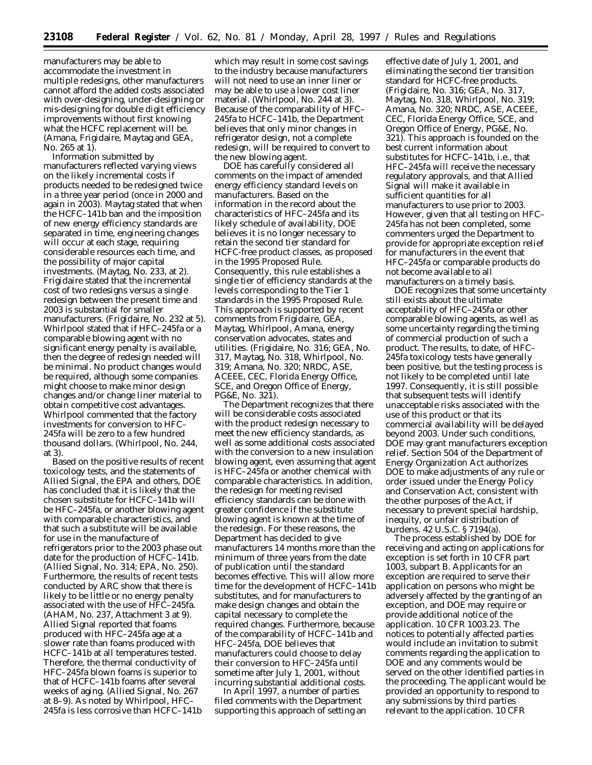manufacturers may be able to accommodate the investment in multiple redesigns, other manufacturers cannot afford the added costs associated with over-designing, under-designing or mis-designing for double digit efficiency improvements without first knowing what the HCFC replacement will be. (Amana, Frigidaire, Maytag and GEA, No. 265 at 1).

Information submitted by manufacturers reflected varying views on the likely incremental costs if products needed to be redesigned twice in a three year period (once in 2000 and again in 2003). Maytag stated that when the HCFC–141b ban and the imposition of new energy efficiency standards are separated in time, engineering changes will occur at each stage, requiring considerable resources each time, and the possibility of major capital investments. (Maytag, No. 233, at 2). Frigidaire stated that the incremental cost of two redesigns versus a single redesign between the present time and 2003 is substantial for smaller manufacturers. (Frigidaire, No. 232 at 5). Whirlpool stated that if HFC–245fa or a comparable blowing agent with no significant energy penalty is available, then the degree of redesign needed will be minimal. No product changes would be required, although some companies might choose to make minor design changes and/or change liner material to obtain competitive cost advantages. Whirlpool commented that the factory investments for conversion to HFC–245fa will be zero to a few hundred thousand dollars. (Whirlpool, No. 244, at 3).

Based on the positive results of recent toxicology tests, and the statements of Allied Signal, the EPA and others, DOE has concluded that it is likely that the chosen substitute for HCFC–141b will be HFC–245fa, or another blowing agent with comparable characteristics, and that such a substitute will be available for use in the manufacture of refrigerators prior to the 2003 phase out date for the production of HCFC–141b. (Allied Signal, No. 314; EPA, No. 250). Furthermore, the results of recent tests conducted by ARC show that there is likely to be little or no energy penalty associated with the use of HFC–245fa. (AHAM, No. 237, Attachment 3 at 9). Allied Signal reported that foams produced with HFC–245fa age at a slower rate than foams produced with HCFC–141b at all temperatures tested. Therefore, the thermal conductivity of HFC–245fa blown foams is superior to that of HCFC–141b foams after several weeks of aging. (Allied Signal, No. 267 at 8–9). As noted by Whirlpool, HFC–245fa is less corrosive than HCFC–141b which may result in some cost savings to the industry because manufacturers will not need to use an inner liner or may be able to use a lower cost liner material. (Whirlpool, No. 244 at 3). Because of the comparability of HFC–245fa to HCFC–141b, the Department believes that only minor changes in refrigerator design, not a complete redesign, will be required to convert to the new blowing agent.

DOE has carefully considered all comments on the impact of amended energy efficiency standard levels on manufacturers. Based on the information in the record about the characteristics of HFC–245fa and its likely schedule of availability, DOE believes it is no longer necessary to retain the second tier standard for HCFC-free product classes, as proposed in the 1995 Proposed Rule. Consequently, this rule establishes a single tier of efficiency standards at the levels corresponding to the Tier 1 standards in the 1995 Proposed Rule. This approach is supported by recent comments from Frigidaire, GEA, Maytag, Whirlpool, Amana, energy conservation advocates, states and utilities. (Frigidaire, No. 316; GEA, No. 317, Maytag, No. 318, Whirlpool, No. 319; Amana, No. 320; NRDC, ASE, ACEEE, CEC, Florida Energy Office, SCE, and Oregon Office of Energy, PG&E, No. 321).

The Department recognizes that there will be considerable costs associated with the product redesign necessary to meet the new efficiency standards, as well as some additional costs associated with the conversion to a new insulation blowing agent, even assuming that agent is HFC–245fa or another chemical with comparable characteristics. In addition, the redesign for meeting revised efficiency standards can be done with greater confidence if the substitute blowing agent is known at the time of the redesign. For these reasons, the Department has decided to give manufacturers 14 months more than the minimum of three years from the date of publication until the standard becomes effective. This will allow more time for the development of HCFC–141b substitutes, and for manufacturers to make design changes and obtain the capital necessary to complete the required changes. Furthermore, because of the comparability of HCFC–141b and HFC–245fa, DOE believes that manufacturers could choose to delay their conversion to HFC–245fa until sometime after July 1, 2001, without incurring substantial additional costs.

In April 1997, a number of parties filed comments with the Department supporting this approach of setting an effective date of July 1, 2001, and eliminating the second tier transition standard for HCFC-free products. (Frigidaire, No. 316; GEA, No. 317, Maytag, No. 318, Whirlpool, No. 319; Amana, No. 320; NRDC, ASE, ACEEE, CEC, Florida Energy Office, SCE, and Oregon Office of Energy, PG&E, No. 321). This approach is founded on the best current information about substitutes for HCFC–141b, i.e., that HFC–245fa will receive the necessary regulatory approvals, and that Allied Signal will make it available in sufficient quantities for all manufacturers to use prior to 2003. However, given that all testing on HFC–245fa has not been completed, some commenters urged the Department to provide for appropriate exception relief for manufacturers in the event that HFC–245fa or comparable products do not become available to all manufacturers on a timely basis.

DOE recognizes that some uncertainty still exists about the ultimate acceptability of HFC–245fa or other comparable blowing agents, as well as some uncertainty regarding the timing of commercial production of such a product. The results, to date, of HFC–245fa toxicology tests have generally been positive, but the testing process is not likely to be completed until late 1997. Consequently, it is still possible that subsequent tests will identify unacceptable risks associated with the use of this product or that its commercial availability will be delayed beyond 2003. Under such conditions, DOE may grant manufacturers exception relief. Section 504 of the Department of Energy Organization Act authorizes DOE to make adjustments of any rule or order issued under the Energy Policy and Conservation Act, consistent with the other purposes of the Act, if necessary to prevent special hardship, inequity, or unfair distribution of burdens. 42 U.S.C. § 7194(a).

The process established by DOE for receiving and acting on applications for exception is set forth in 10 CFR part 1003, subpart B. Applicants for an exception are required to serve their application on persons who might be adversely affected by the granting of an exception, and DOE may require or provide additional notice of the application. 10 CFR 1003.23. The notices to potentially affected parties would include an invitation to submit comments regarding the application to DOE and any comments would be served on the other identified parties in the proceeding. The applicant would be provided an opportunity to respond to any submissions by third parties relevant to the application. 10 CFR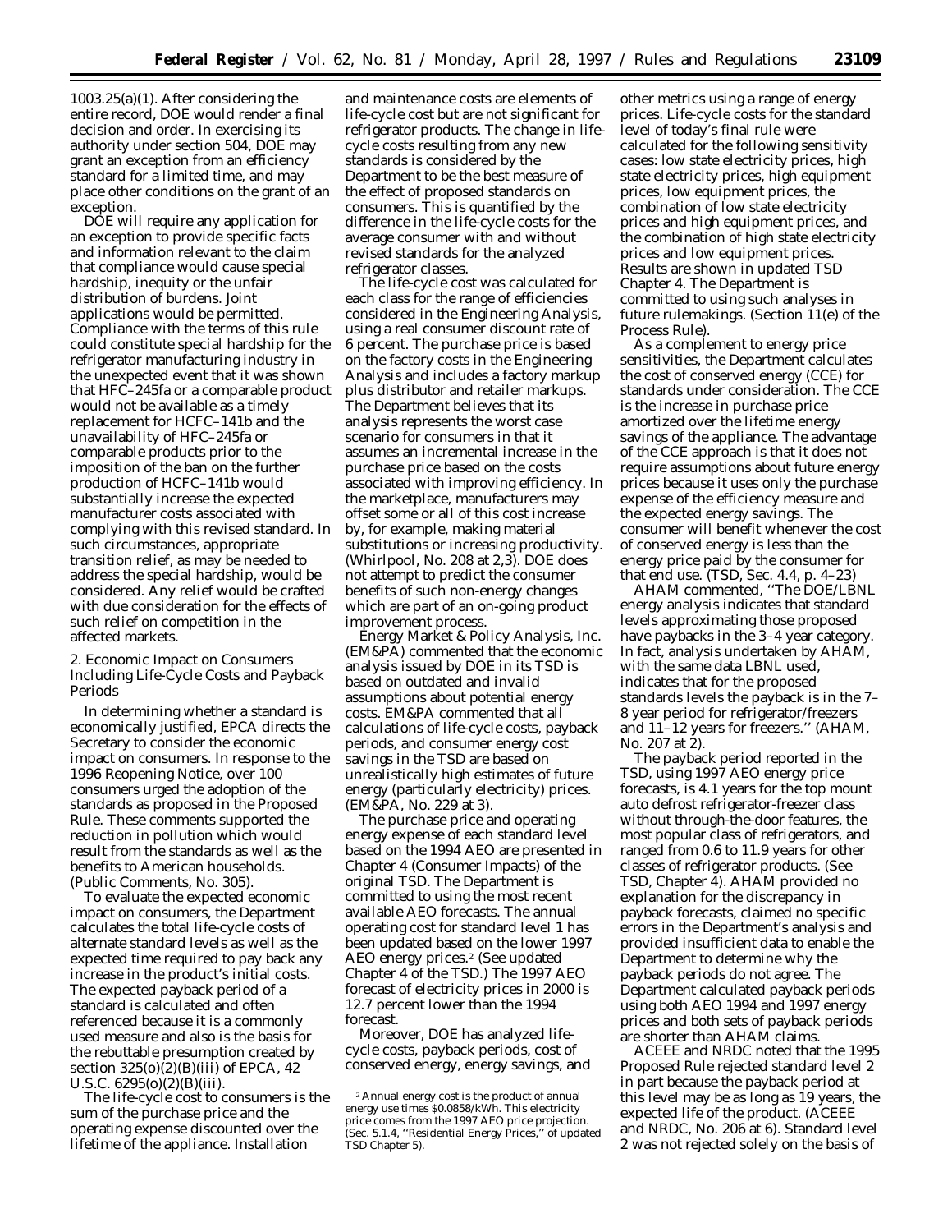1003.25(a)(1). After considering the entire record, DOE would render a final decision and order. In exercising its authority under section 504, DOE may grant an exception from an efficiency standard for a limited time, and may place other conditions on the grant of an exception.

DOE will require any application for an exception to provide specific facts and information relevant to the claim that compliance would cause special hardship, inequity or the unfair distribution of burdens. Joint applications would be permitted. Compliance with the terms of this rule could constitute special hardship for the refrigerator manufacturing industry in the unexpected event that it was shown that HFC–245fa or a comparable product would not be available as a timely replacement for HCFC–141b and the unavailability of HFC–245fa or comparable products prior to the imposition of the ban on the further production of HCFC–141b would substantially increase the expected manufacturer costs associated with complying with this revised standard. In such circumstances, appropriate transition relief, as may be needed to address the special hardship, would be considered. Any relief would be crafted with due consideration for the effects of such relief on competition in the affected markets.

2. Economic Impact on Consumers Including Life-Cycle Costs and Payback Periods

In determining whether a standard is economically justified, EPCA directs the Secretary to consider the economic impact on consumers. In response to the 1996 Reopening Notice, over 100 consumers urged the adoption of the standards as proposed in the Proposed Rule. These comments supported the reduction in pollution which would result from the standards as well as the benefits to American households. (Public Comments, No. 305).

To evaluate the expected economic impact on consumers, the Department calculates the total life-cycle costs of alternate standard levels as well as the expected time required to pay back any increase in the product's initial costs. The expected payback period of a standard is calculated and often referenced because it is a commonly used measure and also is the basis for the rebuttable presumption created by section 325(o)(2)(B)(iii) of EPCA, 42 U.S.C. 6295(o)(2)(B)(iii).

The life-cycle cost to consumers is the sum of the purchase price and the operating expense discounted over the lifetime of the appliance. Installation and maintenance costs are elements of life-cycle cost but are not significant for refrigerator products. The change in life-cycle costs resulting from any new standards is considered by the Department to be the best measure of the effect of proposed standards on consumers. This is quantified by the difference in the life-cycle costs for the average consumer with and without revised standards for the analyzed refrigerator classes.

The life-cycle cost was calculated for each class for the range of efficiencies considered in the Engineering Analysis, using a real consumer discount rate of 6 percent. The purchase price is based on the factory costs in the Engineering Analysis and includes a factory markup plus distributor and retailer markups. The Department believes that its analysis represents the worst case scenario for consumers in that it assumes an incremental increase in the purchase price based on the costs associated with improving efficiency. In the marketplace, manufacturers may offset some or all of this cost increase by, for example, making material substitutions or increasing productivity. (Whirlpool, No. 208 at 2,3). DOE does not attempt to predict the consumer benefits of such non-energy changes which are part of an on-going product improvement process.

Energy Market & Policy Analysis, Inc. (EM&PA) commented that the economic analysis issued by DOE in its TSD is based on outdated and invalid assumptions about potential energy costs. EM&PA commented that all calculations of life-cycle costs, payback periods, and consumer energy cost savings in the TSD are based on unrealistically high estimates of future energy (particularly electricity) prices. (EM&PA, No. 229 at 3).

The purchase price and operating energy expense of each standard level based on the 1994 AEO are presented in Chapter 4 (Consumer Impacts) of the original TSD. The Department is committed to using the most recent available AEO forecasts. The annual operating cost for standard level 1 has been updated based on the lower 1997 AEO energy prices.[2] (See updated Chapter 4 of the TSD.) The 1997 AEO forecast of electricity prices in 2000 is 12.7 percent lower than the 1994 forecast.

Moreover, DOE has analyzed life-cycle costs, payback periods, cost of conserved energy, energy savings, and other metrics using a range of energy prices. Life-cycle costs for the standard level of today's final rule were calculated for the following sensitivity cases: low state electricity prices, high state electricity prices, high equipment prices, low equipment prices, the combination of low state electricity prices and high equipment prices, and the combination of high state electricity prices and low equipment prices. Results are shown in updated TSD Chapter 4. The Department is committed to using such analyses in future rulemakings. (Section 11(e) of the Process Rule).

As a complement to energy price sensitivities, the Department calculates the cost of conserved energy (CCE) for standards under consideration. The CCE is the increase in purchase price amortized over the lifetime energy savings of the appliance. The advantage of the CCE approach is that it does not require assumptions about future energy prices because it uses only the purchase expense of the efficiency measure and the expected energy savings. The consumer will benefit whenever the cost of conserved energy is less than the energy price paid by the consumer for that end use. (TSD, Sec. 4.4, p. 4–23)

AHAM commented, ''The DOE/LBNL energy analysis indicates that standard levels approximating those proposed have paybacks in the 3–4 year category. In fact, analysis undertaken by AHAM, with the same data LBNL used, indicates that for the proposed standards levels the payback is in the 7–8 year period for refrigerator/freezers and 11–12 years for freezers.'' (AHAM, No. 207 at 2).

The payback period reported in the TSD, using 1997 AEO energy price forecasts, is 4.1 years for the top mount auto defrost refrigerator-freezer class without through-the-door features, the most popular class of refrigerators, and ranged from 0.6 to 11.9 years for other classes of refrigerator products. (See TSD, Chapter 4). AHAM provided no explanation for the discrepancy in payback forecasts, claimed no specific errors in the Department's analysis and provided insufficient data to enable the Department to determine why the payback periods do not agree. The Department calculated payback periods using both AEO 1994 and 1997 energy prices and both sets of payback periods are shorter than AHAM claims.

ACEEE and NRDC noted that the 1995 Proposed Rule rejected standard level 2 in part because the payback period at this level may be as long as 19 years, the expected life of the product. (ACEEE and NRDC, No. 206 at 6). Standard level 2 was not rejected solely on the basis of

[2] Annual energy cost is the product of annual energy use times $0.0858/kWh. This electricity price comes from the 1997 AEO price projection. (Sec. 5.1.4, ''Residential Energy Prices,'' of updated TSD Chapter 5).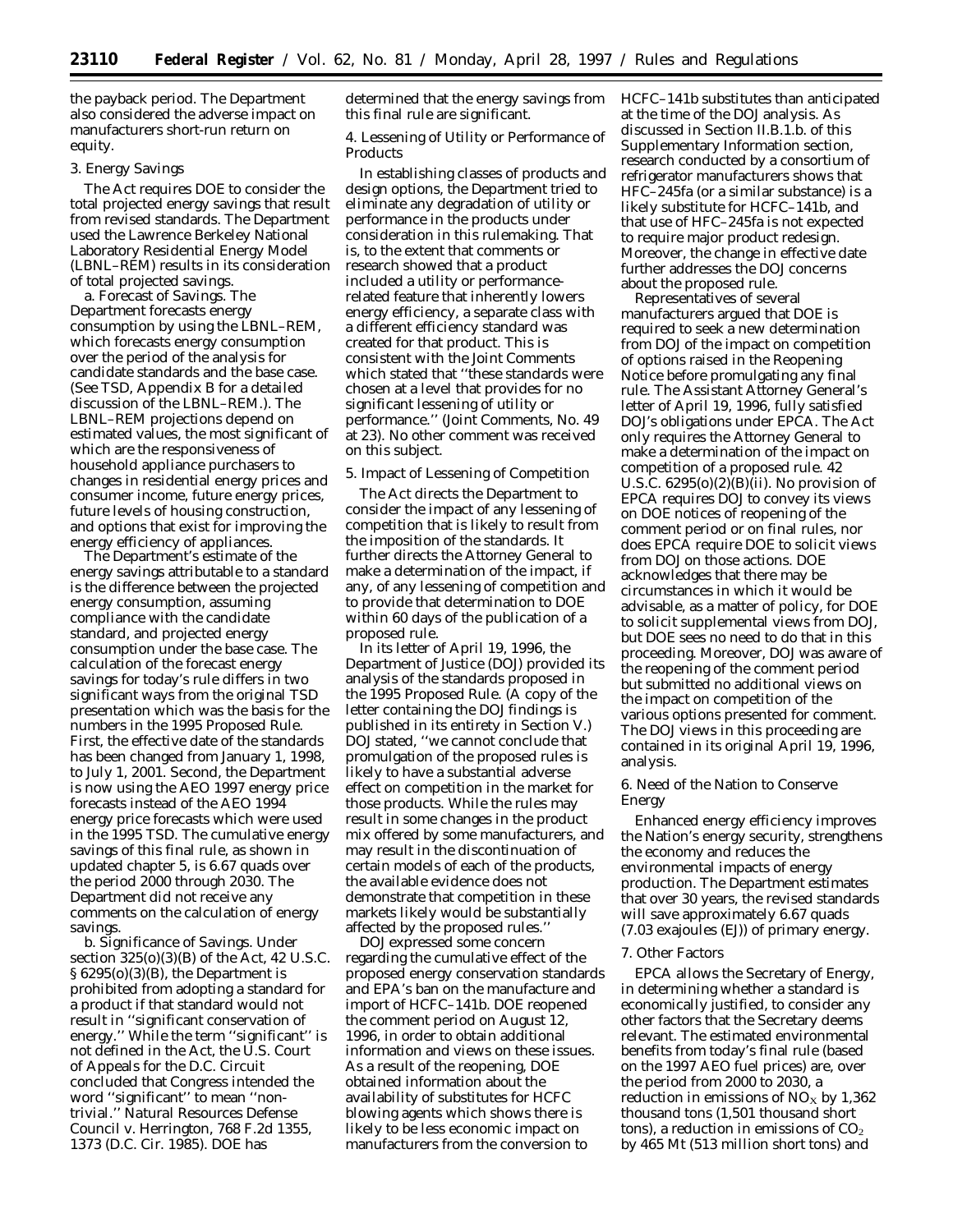the payback period. The Department also considered the adverse impact on manufacturers short-run return on equity.

### 3. Energy Savings

The Act requires DOE to consider the total projected energy savings that result from revised standards. The Department used the Lawrence Berkeley National Laboratory Residential Energy Model (LBNL–REM) results in its consideration of total projected savings.

*a. Forecast of Savings.* The Department forecasts energy consumption by using the LBNL–REM, which forecasts energy consumption over the period of the analysis for candidate standards and the base case. (See TSD, Appendix B for a detailed discussion of the LBNL–REM.). The LBNL–REM projections depend on estimated values, the most significant of which are the responsiveness of household appliance purchasers to changes in residential energy prices and consumer income, future energy prices, future levels of housing construction, and options that exist for improving the energy efficiency of appliances.

The Department's estimate of the energy savings attributable to a standard is the difference between the projected energy consumption, assuming compliance with the candidate standard, and projected energy consumption under the base case. The calculation of the forecast energy savings for today's rule differs in two significant ways from the original TSD presentation which was the basis for the numbers in the 1995 Proposed Rule. First, the effective date of the standards has been changed from January 1, 1998, to July 1, 2001. Second, the Department is now using the AEO 1997 energy price forecasts instead of the AEO 1994 energy price forecasts which were used in the 1995 TSD. The cumulative energy savings of this final rule, as shown in updated chapter 5, is 6.67 quads over the period 2000 through 2030. The Department did not receive any comments on the calculation of energy savings.

*b. Significance of Savings.* Under section 325(o)(3)(B) of the Act, 42 U.S.C. § 6295(o)(3)(B), the Department is prohibited from adopting a standard for a product if that standard would not result in ''significant conservation of energy.'' While the term ''significant'' is not defined in the Act, the U.S. Court of Appeals for the D.C. Circuit concluded that Congress intended the word ''significant'' to mean ''non-trivial.'' *Natural Resources Defense Council* v. *Herrington*, 768 F.2d 1355, 1373 (D.C. Cir. 1985). DOE has determined that the energy savings from this final rule are significant.

### 4. Lessening of Utility or Performance of Products

In establishing classes of products and design options, the Department tried to eliminate any degradation of utility or performance in the products under consideration in this rulemaking. That is, to the extent that comments or research showed that a product included a utility or performance-related feature that inherently lowers energy efficiency, a separate class with a different efficiency standard was created for that product. This is consistent with the Joint Comments which stated that ''these standards were chosen at a level that provides for no significant lessening of utility or performance.'' (Joint Comments, No. 49 at 23). No other comment was received on this subject.

### 5. Impact of Lessening of Competition

The Act directs the Department to consider the impact of any lessening of competition that is likely to result from the imposition of the standards. It further directs the Attorney General to make a determination of the impact, if any, of any lessening of competition and to provide that determination to DOE within 60 days of the publication of a proposed rule.

In its letter of April 19, 1996, the Department of Justice (DOJ) provided its analysis of the standards proposed in the 1995 Proposed Rule. (A copy of the letter containing the DOJ findings is published in its entirety in Section V.) DOJ stated, ''we cannot conclude that promulgation of the proposed rules is likely to have a substantial adverse effect on competition in the market for those products. While the rules may result in some changes in the product mix offered by some manufacturers, and may result in the discontinuation of certain models of each of the products, the available evidence does not demonstrate that competition in these markets likely would be substantially affected by the proposed rules.''

DOJ expressed some concern regarding the cumulative effect of the proposed energy conservation standards and EPA's ban on the manufacture and import of HCFC–141b. DOE reopened the comment period on August 12, 1996, in order to obtain additional information and views on these issues. As a result of the reopening, DOE obtained information about the availability of substitutes for HCFC blowing agents which shows there is likely to be less economic impact on manufacturers from the conversion to HCFC–141b substitutes than anticipated at the time of the DOJ analysis. As discussed in Section II.B.1.b. of this Supplementary Information section, research conducted by a consortium of refrigerator manufacturers shows that HFC–245fa (or a similar substance) is a likely substitute for HCFC–141b, and that use of HFC–245fa is not expected to require major product redesign. Moreover, the change in effective date further addresses the DOJ concerns about the proposed rule.

Representatives of several manufacturers argued that DOE is required to seek a new determination from DOJ of the impact on competition of options raised in the Reopening Notice before promulgating any final rule. The Assistant Attorney General's letter of April 19, 1996, fully satisfied DOJ's obligations under EPCA. The Act only requires the Attorney General to make a determination of the impact on competition of a proposed rule. 42 U.S.C. 6295(o)(2)(B)(ii). No provision of EPCA requires DOJ to convey its views on DOE notices of reopening of the comment period or on final rules, nor does EPCA require DOE to solicit views from DOJ on those actions. DOE acknowledges that there may be circumstances in which it would be advisable, as a matter of policy, for DOE to solicit supplemental views from DOJ, but DOE sees no need to do that in this proceeding. Moreover, DOJ was aware of the reopening of the comment period but submitted no additional views on the impact on competition of the various options presented for comment. The DOJ views in this proceeding are contained in its original April 19, 1996, analysis.

### 6. Need of the Nation to Conserve Energy

Enhanced energy efficiency improves the Nation's energy security, strengthens the economy and reduces the environmental impacts of energy production. The Department estimates that over 30 years, the revised standards will save approximately 6.67 quads (7.03 exajoules (EJ)) of primary energy.

### 7. Other Factors

EPCA allows the Secretary of Energy, in determining whether a standard is economically justified, to consider any other factors that the Secretary deems relevant. The estimated environmental benefits from today's final rule (based on the 1997 AEO fuel prices) are, over the period from 2000 to 2030, a reduction in emissions of $NO_X$ by 1,362 thousand tons (1,501 thousand short tons), a reduction in emissions of $CO_2$ by 465 Mt (513 million short tons) and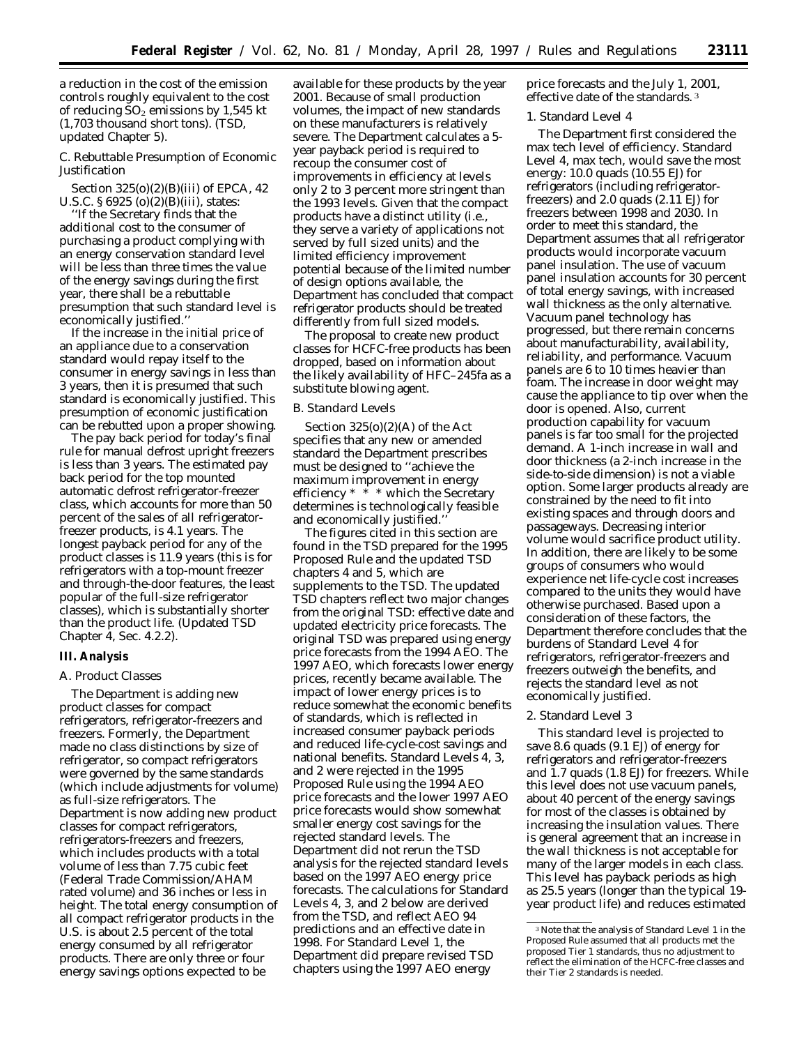a reduction in the cost of the emission controls roughly equivalent to the cost of reducing $SO_2$ emissions by 1,545 kt (1,703 thousand short tons). (TSD, updated Chapter 5).

### C. Rebuttable Presumption of Economic Justification

Section 325(o)(2)(B)(iii) of EPCA, 42 U.S.C. § 6925 (o)(2)(B)(iii), states:

''If the Secretary finds that the additional cost to the consumer of purchasing a product complying with an energy conservation standard level will be less than three times the value of the energy savings during the first year, there shall be a rebuttable presumption that such standard level is economically justified.''

If the increase in the initial price of an appliance due to a conservation standard would repay itself to the consumer in energy savings in less than 3 years, then it is presumed that such standard is economically justified. This presumption of economic justification can be rebutted upon a proper showing.

The pay back period for today's final rule for manual defrost upright freezers is less than 3 years. The estimated pay back period for the top mounted automatic defrost refrigerator-freezer class, which accounts for more than 50 percent of the sales of all refrigerator-freezer products, is 4.1 years. The longest payback period for any of the product classes is 11.9 years (this is for refrigerators with a top-mount freezer and through-the-door features, the least popular of the full-size refrigerator classes), which is substantially shorter than the product life. (Updated TSD Chapter 4, Sec. 4.2.2).

## III. Analysis

### A. Product Classes

The Department is adding new product classes for compact refrigerators, refrigerator-freezers and freezers. Formerly, the Department made no class distinctions by size of refrigerator, so compact refrigerators were governed by the same standards (which include adjustments for volume) as full-size refrigerators. The Department is now adding new product classes for compact refrigerators, refrigerators-freezers and freezers, which includes products with a total volume of less than 7.75 cubic feet (Federal Trade Commission/AHAM rated volume) and 36 inches or less in height. The total energy consumption of all compact refrigerator products in the U.S. is about 2.5 percent of the total energy consumed by all refrigerator products. There are only three or four energy savings options expected to be available for these products by the year 2001. Because of small production volumes, the impact of new standards on these manufacturers is relatively severe. The Department calculates a 5-year payback period is required to recoup the consumer cost of improvements in efficiency at levels only 2 to 3 percent more stringent than the 1993 levels. Given that the compact products have a distinct utility (i.e., they serve a variety of applications not served by full sized units) and the limited efficiency improvement potential because of the limited number of design options available, the Department has concluded that compact refrigerator products should be treated differently from full sized models.

The proposal to create new product classes for HCFC-free products has been dropped, based on information about the likely availability of HFC–245fa as a substitute blowing agent.

### B. Standard Levels

Section 325(o)(2)(A) of the Act specifies that any new or amended standard the Department prescribes must be designed to ''achieve the maximum improvement in energy efficiency * * * which the Secretary determines is technologically feasible and economically justified.''

The figures cited in this section are found in the TSD prepared for the 1995 Proposed Rule and the updated TSD chapters 4 and 5, which are supplements to the TSD. The updated TSD chapters reflect two major changes from the original TSD: effective date and updated electricity price forecasts. The original TSD was prepared using energy price forecasts from the 1994 AEO. The 1997 AEO, which forecasts lower energy prices, recently became available. The impact of lower energy prices is to reduce somewhat the economic benefits of standards, which is reflected in increased consumer payback periods and reduced life-cycle-cost savings and national benefits. Standard Levels 4, 3, and 2 were rejected in the 1995 Proposed Rule using the 1994 AEO price forecasts and the lower 1997 AEO price forecasts would show somewhat smaller energy cost savings for the rejected standard levels. The Department did not rerun the TSD analysis for the rejected standard levels based on the 1997 AEO energy price forecasts. The calculations for Standard Levels 4, 3, and 2 below are derived from the TSD, and reflect AEO 94 predictions and an effective date in 1998. For Standard Level 1, the Department did prepare revised TSD chapters using the 1997 AEO energy price forecasts and the July 1, 2001, effective date of the standards.[3]

#### 1. Standard Level 4

The Department first considered the max tech level of efficiency. Standard Level 4, max tech, would save the most energy: 10.0 quads (10.55 EJ) for refrigerators (including refrigerator-freezers) and 2.0 quads (2.11 EJ) for freezers between 1998 and 2030. In order to meet this standard, the Department assumes that all refrigerator products would incorporate vacuum panel insulation. The use of vacuum panel insulation accounts for 30 percent of total energy savings, with increased wall thickness as the only alternative. Vacuum panel technology has progressed, but there remain concerns about manufacturability, availability, reliability, and performance. Vacuum panels are 6 to 10 times heavier than foam. The increase in door weight may cause the appliance to tip over when the door is opened. Also, current production capability for vacuum panels is far too small for the projected demand. A 1-inch increase in wall and door thickness (a 2-inch increase in the side-to-side dimension) is not a viable option. Some larger products already are constrained by the need to fit into existing spaces and through doors and passageways. Decreasing interior volume would sacrifice product utility. In addition, there are likely to be some groups of consumers who would experience net life-cycle cost increases compared to the units they would have otherwise purchased. Based upon a consideration of these factors, the Department therefore concludes that the burdens of Standard Level 4 for refrigerators, refrigerator-freezers and freezers outweigh the benefits, and rejects the standard level as not economically justified.

#### 2. Standard Level 3

This standard level is projected to save 8.6 quads (9.1 EJ) of energy for refrigerators and refrigerator-freezers and 1.7 quads (1.8 EJ) for freezers. While this level does not use vacuum panels, about 40 percent of the energy savings for most of the classes is obtained by increasing the insulation values. There is general agreement that an increase in the wall thickness is not acceptable for many of the larger models in each class. This level has payback periods as high as 25.5 years (longer than the typical 19-year product life) and reduces estimated

[3] Note that the analysis of Standard Level 1 in the Proposed Rule assumed that all products met the proposed Tier 1 standards, thus no adjustment to reflect the elimination of the HCFC-free classes and their Tier 2 standards is needed.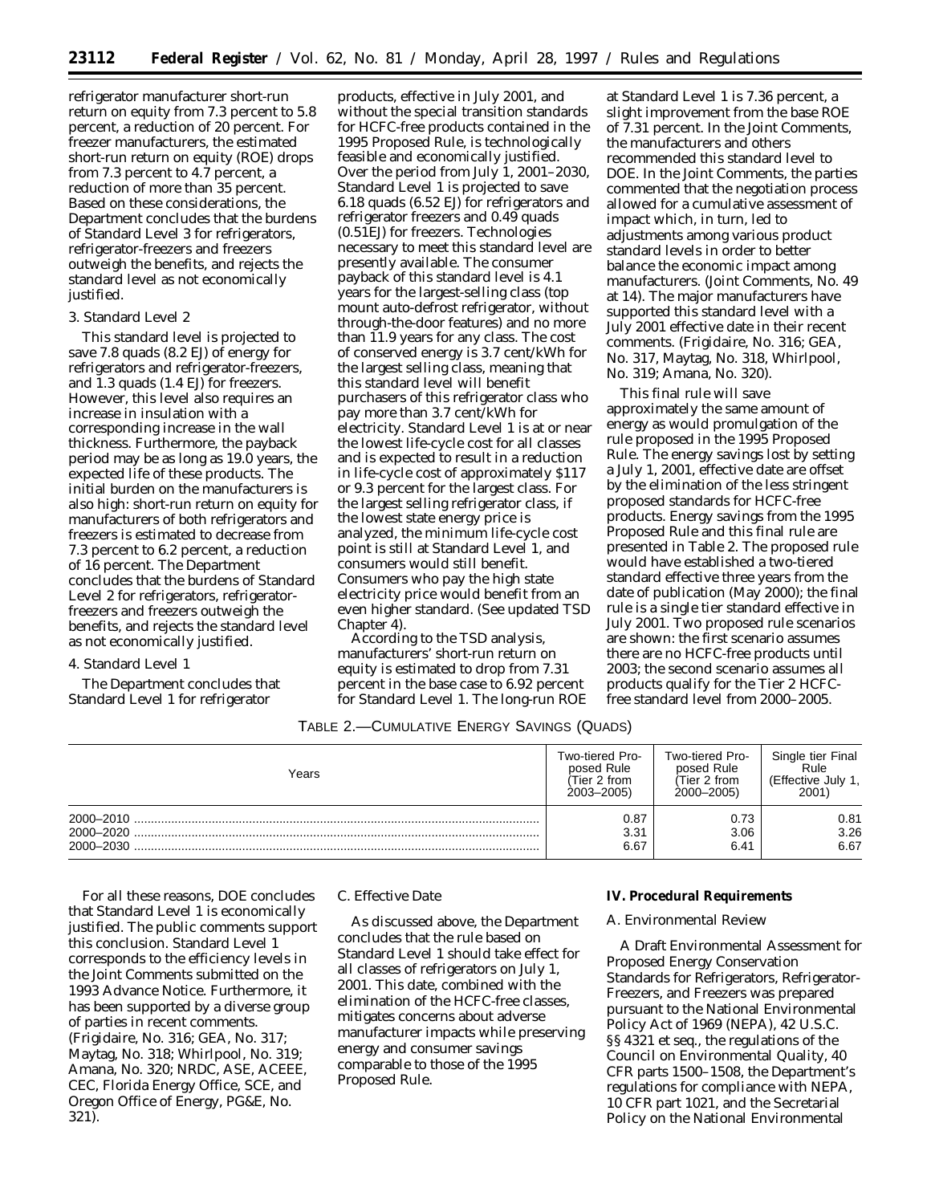refrigerator manufacturer short-run return on equity from 7.3 percent to 5.8 percent, a reduction of 20 percent. For freezer manufacturers, the estimated short-run return on equity (ROE) drops from 7.3 percent to 4.7 percent, a reduction of more than 35 percent. Based on these considerations, the Department concludes that the burdens of Standard Level 3 for refrigerators, refrigerator-freezers and freezers outweigh the benefits, and rejects the standard level as not economically justified.

3. Standard Level 2

This standard level is projected to save 7.8 quads (8.2 EJ) of energy for refrigerators and refrigerator-freezers, and 1.3 quads (1.4 EJ) for freezers. However, this level also requires an increase in insulation with a corresponding increase in the wall thickness. Furthermore, the payback period may be as long as 19.0 years, the expected life of these products. The initial burden on the manufacturers is also high: short-run return on equity for manufacturers of both refrigerators and freezers is estimated to decrease from 7.3 percent to 6.2 percent, a reduction of 16 percent. The Department concludes that the burdens of Standard Level 2 for refrigerators, refrigerator-freezers and freezers outweigh the benefits, and rejects the standard level as not economically justified.

4. Standard Level 1

The Department concludes that Standard Level 1 for refrigerator products, effective in July 2001, and without the special transition standards for HCFC-free products contained in the 1995 Proposed Rule, is technologically feasible and economically justified. Over the period from July 1, 2001–2030, Standard Level 1 is projected to save 6.18 quads (6.52 EJ) for refrigerators and refrigerator freezers and 0.49 quads (0.51EJ) for freezers. Technologies necessary to meet this standard level are presently available. The consumer payback of this standard level is 4.1 years for the largest-selling class (top mount auto-defrost refrigerator, without through-the-door features) and no more than 11.9 years for any class. The cost of conserved energy is 3.7 cent/kWh for the largest selling class, meaning that this standard level will benefit purchasers of this refrigerator class who pay more than 3.7 cent/kWh for electricity. Standard Level 1 is at or near the lowest life-cycle cost for all classes and is expected to result in a reduction in life-cycle cost of approximately $117 or 9.3 percent for the largest class. For the largest selling refrigerator class, if the lowest state energy price is analyzed, the minimum life-cycle cost point is still at Standard Level 1, and consumers would still benefit. Consumers who pay the high state electricity price would benefit from an even higher standard. (See updated TSD Chapter 4).

According to the TSD analysis, manufacturers' short-run return on equity is estimated to drop from 7.31 percent in the base case to 6.92 percent for Standard Level 1. The long-run ROE at Standard Level 1 is 7.36 percent, a slight improvement from the base ROE of 7.31 percent. In the Joint Comments, the manufacturers and others recommended this standard level to DOE. In the Joint Comments, the parties commented that the negotiation process allowed for a cumulative assessment of impact which, in turn, led to adjustments among various product standard levels in order to better balance the economic impact among manufacturers. (Joint Comments, No. 49 at 14). The major manufacturers have supported this standard level with a July 2001 effective date in their recent comments. (Frigidaire, No. 316; GEA, No. 317, Maytag, No. 318, Whirlpool, No. 319; Amana, No. 320).

This final rule will save approximately the same amount of energy as would promulgation of the rule proposed in the 1995 Proposed Rule. The energy savings lost by setting a July 1, 2001, effective date are offset by the elimination of the less stringent proposed standards for HCFC-free products. Energy savings from the 1995 Proposed Rule and this final rule are presented in Table 2. The proposed rule would have established a two-tiered standard effective three years from the date of publication (May 2000); the final rule is a single tier standard effective in July 2001. Two proposed rule scenarios are shown: the first scenario assumes there are no HCFC-free products until 2003; the second scenario assumes all products qualify for the Tier 2 HCFC-free standard level from 2000–2005.

TABLE 2.—CUMULATIVE ENERGY SAVINGS (QUADS)

| Years | Two-tiered Proposed Rule (Tier 2 from 2003–2005) | Two-tiered Proposed Rule (Tier 2 from 2000–2005) | Single tier Final Rule (Effective July 1, 2001) |
|---|---|---|---|
| 2000–2010 | 0.87 | 0.73 | 0.81 |
| 2000–2020 | 3.31 | 3.06 | 3.26 |
| 2000–2030 | 6.67 | 6.41 | 6.67 |

For all these reasons, DOE concludes that Standard Level 1 is economically justified. The public comments support this conclusion. Standard Level 1 corresponds to the efficiency levels in the Joint Comments submitted on the 1993 Advance Notice. Furthermore, it has been supported by a diverse group of parties in recent comments. (Frigidaire, No. 316; GEA, No. 317; Maytag, No. 318; Whirlpool, No. 319; Amana, No. 320; NRDC, ASE, ACEEE, CEC, Florida Energy Office, SCE, and Oregon Office of Energy, PG&E, No. 321).

C. Effective Date

As discussed above, the Department concludes that the rule based on Standard Level 1 should take effect for all classes of refrigerators on July 1, 2001. This date, combined with the elimination of the HCFC-free classes, mitigates concerns about adverse manufacturer impacts while preserving energy and consumer savings comparable to those of the 1995 Proposed Rule.

## IV. Procedural Requirements

A. Environmental Review

A Draft Environmental Assessment for Proposed Energy Conservation Standards for Refrigerators, Refrigerator-Freezers, and Freezers was prepared pursuant to the National Environmental Policy Act of 1969 (NEPA), 42 U.S.C. §§ 4321 et seq., the regulations of the Council on Environmental Quality, 40 CFR parts 1500–1508, the Department's regulations for compliance with NEPA, 10 CFR part 1021, and the Secretarial Policy on the National Environmental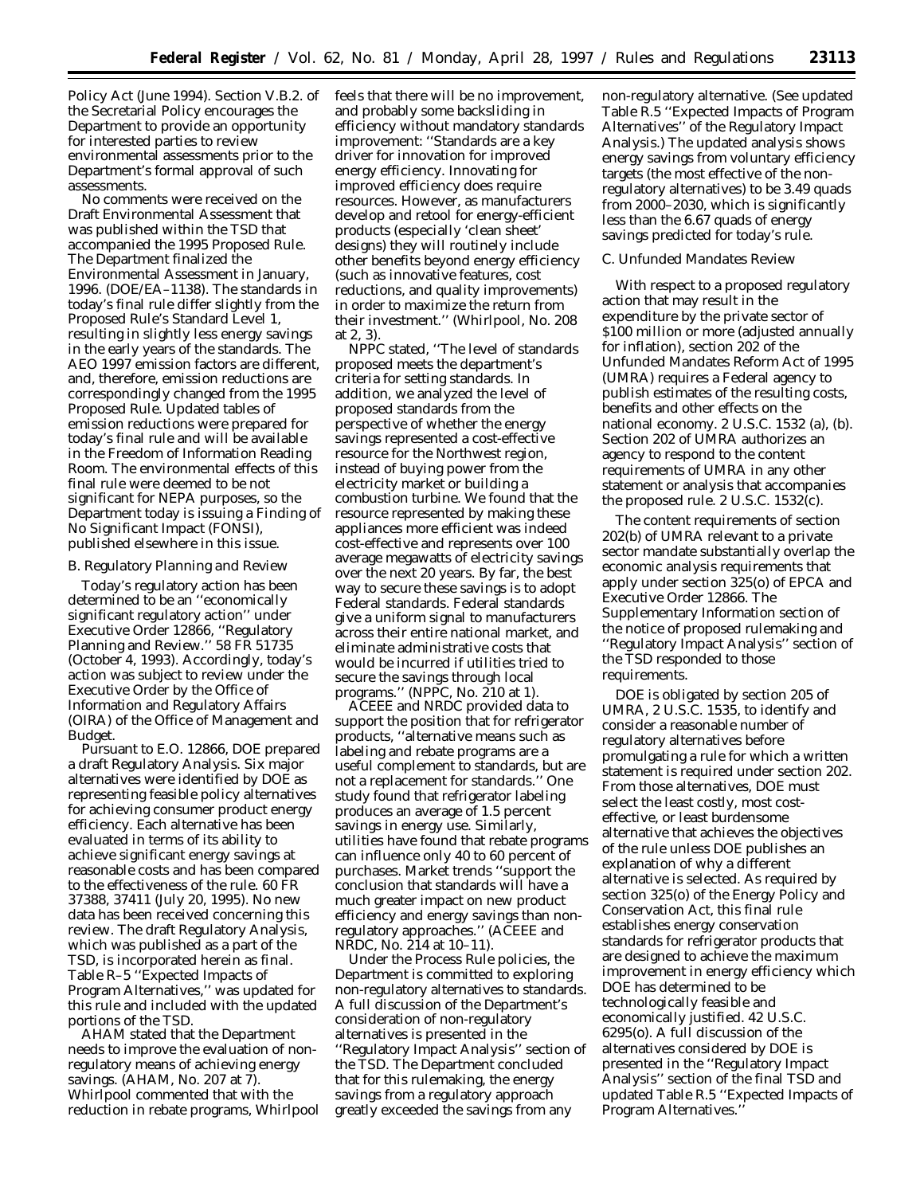Policy Act (June 1994). Section V.B.2. of the Secretarial Policy encourages the Department to provide an opportunity for interested parties to review environmental assessments prior to the Department's formal approval of such assessments.

No comments were received on the Draft Environmental Assessment that was published within the TSD that accompanied the 1995 Proposed Rule. The Department finalized the Environmental Assessment in January, 1996. (DOE/EA–1138). The standards in today's final rule differ slightly from the Proposed Rule's Standard Level 1, resulting in slightly less energy savings in the early years of the standards. The AEO 1997 emission factors are different, and, therefore, emission reductions are correspondingly changed from the 1995 Proposed Rule. Updated tables of emission reductions were prepared for today's final rule and will be available in the Freedom of Information Reading Room. The environmental effects of this final rule were deemed to be not significant for NEPA purposes, so the Department today is issuing a Finding of No Significant Impact (FONSI), published elsewhere in this issue.

*B. Regulatory Planning and Review*

Today's regulatory action has been determined to be an ''economically significant regulatory action'' under Executive Order 12866, ''Regulatory Planning and Review.'' 58 FR 51735 (October 4, 1993). Accordingly, today's action was subject to review under the Executive Order by the Office of Information and Regulatory Affairs (OIRA) of the Office of Management and Budget.

Pursuant to E.O. 12866, DOE prepared a draft Regulatory Analysis. Six major alternatives were identified by DOE as representing feasible policy alternatives for achieving consumer product energy efficiency. Each alternative has been evaluated in terms of its ability to achieve significant energy savings at reasonable costs and has been compared to the effectiveness of the rule. 60 FR 37388, 37411 (July 20, 1995). No new data has been received concerning this review. The draft Regulatory Analysis, which was published as a part of the TSD, is incorporated herein as final. Table R–5 ''Expected Impacts of Program Alternatives,'' was updated for this rule and included with the updated portions of the TSD.

AHAM stated that the Department needs to improve the evaluation of non-regulatory means of achieving energy savings. (AHAM, No. 207 at 7). Whirlpool commented that with the reduction in rebate programs, Whirlpool feels that there will be no improvement, and probably some backsliding in efficiency without mandatory standards improvement: ''Standards are a key driver for innovation for improved energy efficiency. Innovating for improved efficiency does require resources. However, as manufacturers develop and retool for energy-efficient products (especially 'clean sheet' designs) they will routinely include other benefits beyond energy efficiency (such as innovative features, cost reductions, and quality improvements) in order to maximize the return from their investment.'' (Whirlpool, No. 208 at 2, 3).

NPPC stated, ''The level of standards proposed meets the department's criteria for setting standards. In addition, we analyzed the level of proposed standards from the perspective of whether the energy savings represented a cost-effective resource for the Northwest region, instead of buying power from the electricity market or building a combustion turbine. We found that the resource represented by making these appliances more efficient was indeed cost-effective and represents over 100 average megawatts of electricity savings over the next 20 years. By far, the best way to secure these savings is to adopt Federal standards. Federal standards give a uniform signal to manufacturers across their entire national market, and eliminate administrative costs that would be incurred if utilities tried to secure the savings through local programs.'' (NPPC, No. 210 at 1).

ACEEE and NRDC provided data to support the position that for refrigerator products, ''alternative means such as labeling and rebate programs are a useful complement to standards, but are not a replacement for standards.'' One study found that refrigerator labeling produces an average of 1.5 percent savings in energy use. Similarly, utilities have found that rebate programs can influence only 40 to 60 percent of purchases. Market trends ''support the conclusion that standards will have a much greater impact on new product efficiency and energy savings than non-regulatory approaches.'' (ACEEE and NRDC, No. 214 at 10–11).

Under the Process Rule policies, the Department is committed to exploring non-regulatory alternatives to standards. A full discussion of the Department's consideration of non-regulatory alternatives is presented in the ''Regulatory Impact Analysis'' section of the TSD. The Department concluded that for this rulemaking, the energy savings from a regulatory approach greatly exceeded the savings from any non-regulatory alternative. (See updated Table R.5 ''Expected Impacts of Program Alternatives'' of the Regulatory Impact Analysis.) The updated analysis shows energy savings from voluntary efficiency targets (the most effective of the non-regulatory alternatives) to be 3.49 quads from 2000–2030, which is significantly less than the 6.67 quads of energy savings predicted for today's rule.

*C. Unfunded Mandates Review*

With respect to a proposed regulatory action that may result in the expenditure by the private sector of $100 million or more (adjusted annually for inflation), section 202 of the Unfunded Mandates Reform Act of 1995 (UMRA) requires a Federal agency to publish estimates of the resulting costs, benefits and other effects on the national economy. 2 U.S.C. 1532 (a), (b). Section 202 of UMRA authorizes an agency to respond to the content requirements of UMRA in any other statement or analysis that accompanies the proposed rule. 2 U.S.C. 1532(c).

The content requirements of section 202(b) of UMRA relevant to a private sector mandate substantially overlap the economic analysis requirements that apply under section 325(o) of EPCA and Executive Order 12866. The Supplementary Information section of the notice of proposed rulemaking and ''Regulatory Impact Analysis'' section of the TSD responded to those requirements.

DOE is obligated by section 205 of UMRA, 2 U.S.C. 1535, to identify and consider a reasonable number of regulatory alternatives before promulgating a rule for which a written statement is required under section 202. From those alternatives, DOE must select the least costly, most cost-effective, or least burdensome alternative that achieves the objectives of the rule unless DOE publishes an explanation of why a different alternative is selected. As required by section 325(o) of the Energy Policy and Conservation Act, this final rule establishes energy conservation standards for refrigerator products that are designed to achieve the maximum improvement in energy efficiency which DOE has determined to be technologically feasible and economically justified. 42 U.S.C. 6295(o). A full discussion of the alternatives considered by DOE is presented in the ''Regulatory Impact Analysis'' section of the final TSD and updated Table R.5 ''Expected Impacts of Program Alternatives.''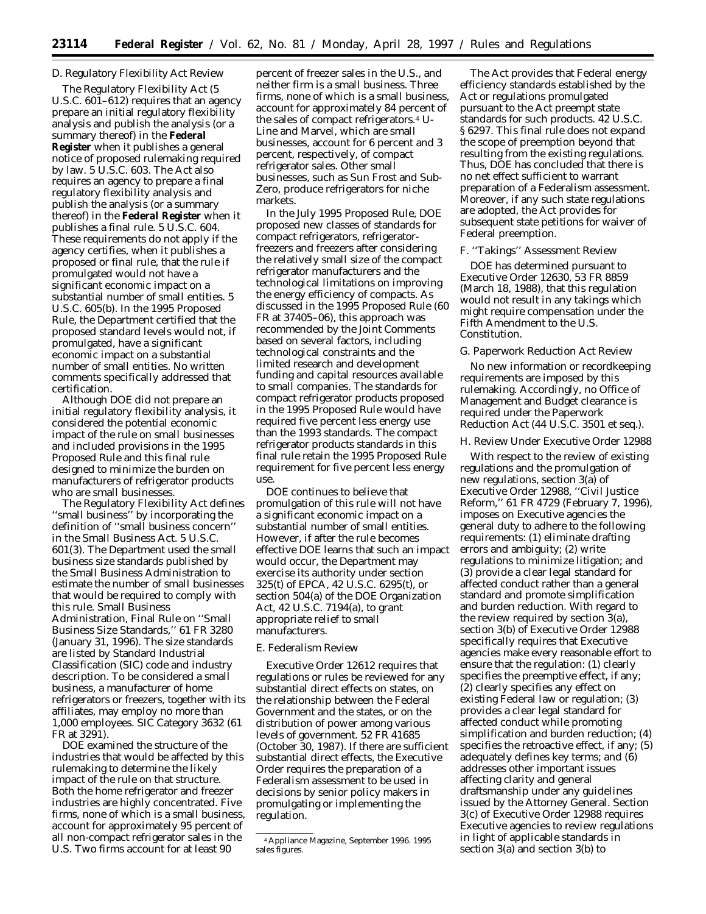### D. Regulatory Flexibility Act Review

The Regulatory Flexibility Act (5 U.S.C. 601–612) requires that an agency prepare an initial regulatory flexibility analysis and publish the analysis (or a summary thereof) in the **Federal Register** when it publishes a general notice of proposed rulemaking required by law. 5 U.S.C. 603. The Act also requires an agency to prepare a final regulatory flexibility analysis and publish the analysis (or a summary thereof) in the **Federal Register** when it publishes a final rule. 5 U.S.C. 604. These requirements do not apply if the agency certifies, when it publishes a proposed or final rule, that the rule if promulgated would not have a significant economic impact on a substantial number of small entities. 5 U.S.C. 605(b). In the 1995 Proposed Rule, the Department certified that the proposed standard levels would not, if promulgated, have a significant economic impact on a substantial number of small entities. No written comments specifically addressed that certification.

Although DOE did not prepare an initial regulatory flexibility analysis, it considered the potential economic impact of the rule on small businesses and included provisions in the 1995 Proposed Rule and this final rule designed to minimize the burden on manufacturers of refrigerator products who are small businesses.

The Regulatory Flexibility Act defines ''small business'' by incorporating the definition of ''small business concern'' in the Small Business Act. 5 U.S.C. 601(3). The Department used the small business size standards published by the Small Business Administration to estimate the number of small businesses that would be required to comply with this rule. Small Business Administration, Final Rule on ''Small Business Size Standards,'' 61 FR 3280 (January 31, 1996). The size standards are listed by Standard Industrial Classification (SIC) code and industry description. To be considered a small business, a manufacturer of home refrigerators or freezers, together with its affiliates, may employ no more than 1,000 employees. SIC Category 3632 (61 FR at 3291).

DOE examined the structure of the industries that would be affected by this rulemaking to determine the likely impact of the rule on that structure. Both the home refrigerator and freezer industries are highly concentrated. Five firms, none of which is a small business, account for approximately 95 percent of all non-compact refrigerator sales in the U.S. Two firms account for at least 90 percent of freezer sales in the U.S., and neither firm is a small business. Three firms, none of which is a small business, account for approximately 84 percent of the sales of compact refrigerators.[4] U-Line and Marvel, which are small businesses, account for 6 percent and 3 percent, respectively, of compact refrigerator sales. Other small businesses, such as Sun Frost and Sub-Zero, produce refrigerators for niche markets.

In the July 1995 Proposed Rule, DOE proposed new classes of standards for compact refrigerators, refrigerator-freezers and freezers after considering the relatively small size of the compact refrigerator manufacturers and the technological limitations on improving the energy efficiency of compacts. As discussed in the 1995 Proposed Rule (60 FR at 37405–06), this approach was recommended by the Joint Comments based on several factors, including technological constraints and the limited research and development funding and capital resources available to small companies. The standards for compact refrigerator products proposed in the 1995 Proposed Rule would have required five percent less energy use than the 1993 standards. The compact refrigerator products standards in this final rule retain the 1995 Proposed Rule requirement for five percent less energy use.

DOE continues to believe that promulgation of this rule will not have a significant economic impact on a substantial number of small entities. However, if after the rule becomes effective DOE learns that such an impact would occur, the Department may exercise its authority under section 325(t) of EPCA, 42 U.S.C. 6295(t), or section 504(a) of the DOE Organization Act, 42 U.S.C. 7194(a), to grant appropriate relief to small manufacturers.

### E. Federalism Review

Executive Order 12612 requires that regulations or rules be reviewed for any substantial direct effects on states, on the relationship between the Federal Government and the states, or on the distribution of power among various levels of government. 52 FR 41685 (October 30, 1987). If there are sufficient substantial direct effects, the Executive Order requires the preparation of a Federalism assessment to be used in decisions by senior policy makers in promulgating or implementing the regulation.

The Act provides that Federal energy efficiency standards established by the Act or regulations promulgated pursuant to the Act preempt state standards for such products. 42 U.S.C. § 6297. This final rule does not expand the scope of preemption beyond that resulting from the existing regulations. Thus, DOE has concluded that there is no net effect sufficient to warrant preparation of a Federalism assessment. Moreover, if any such state regulations are adopted, the Act provides for subsequent state petitions for waiver of Federal preemption.

### F. ''Takings'' Assessment Review

DOE has determined pursuant to Executive Order 12630, 53 FR 8859 (March 18, 1988), that this regulation would not result in any takings which might require compensation under the Fifth Amendment to the U.S. Constitution.

### G. Paperwork Reduction Act Review

No new information or recordkeeping requirements are imposed by this rulemaking. Accordingly, no Office of Management and Budget clearance is required under the Paperwork Reduction Act (44 U.S.C. 3501 et seq.).

### H. Review Under Executive Order 12988

With respect to the review of existing regulations and the promulgation of new regulations, section 3(a) of Executive Order 12988, ''Civil Justice Reform,'' 61 FR 4729 (February 7, 1996), imposes on Executive agencies the general duty to adhere to the following requirements: (1) eliminate drafting errors and ambiguity; (2) write regulations to minimize litigation; and (3) provide a clear legal standard for affected conduct rather than a general standard and promote simplification and burden reduction. With regard to the review required by section 3(a), section 3(b) of Executive Order 12988 specifically requires that Executive agencies make every reasonable effort to ensure that the regulation: (1) clearly specifies the preemptive effect, if any; (2) clearly specifies any effect on existing Federal law or regulation; (3) provides a clear legal standard for affected conduct while promoting simplification and burden reduction; (4) specifies the retroactive effect, if any; (5) adequately defines key terms; and (6) addresses other important issues affecting clarity and general draftsmanship under any guidelines issued by the Attorney General. Section 3(c) of Executive Order 12988 requires Executive agencies to review regulations in light of applicable standards in section 3(a) and section 3(b) to

---

[4] Appliance Magazine, September 1996. 1995 sales figures.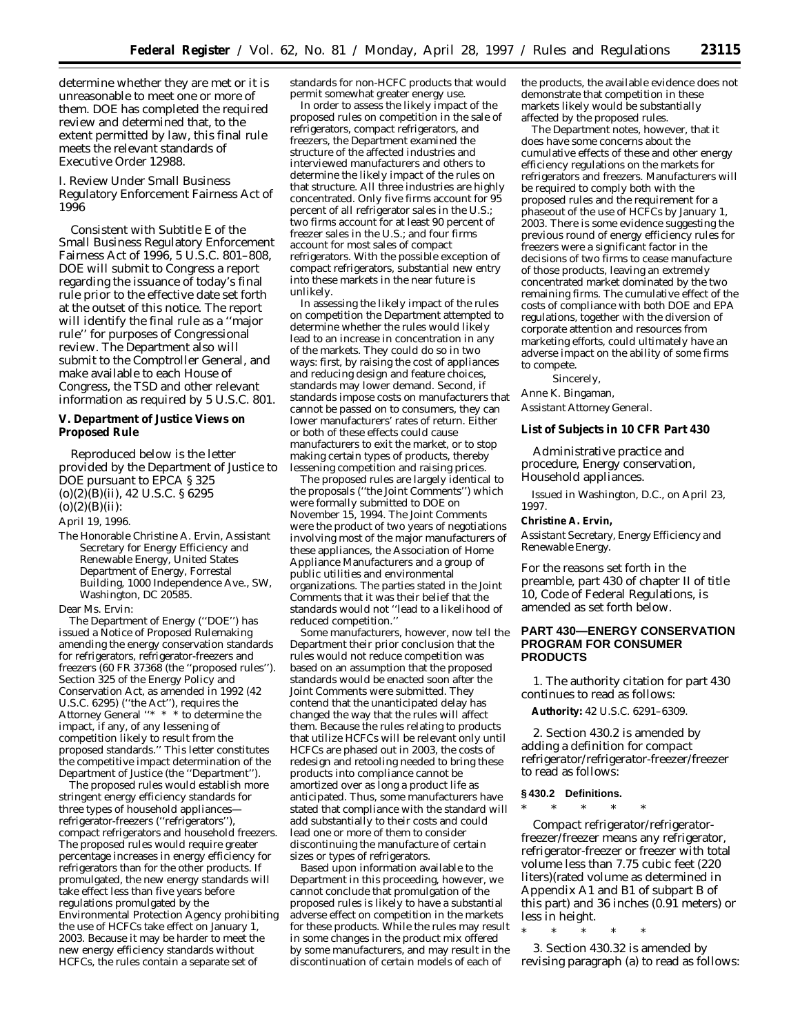determine whether they are met or it is unreasonable to meet one or more of them. DOE has completed the required review and determined that, to the extent permitted by law, this final rule meets the relevant standards of Executive Order 12988.

*I. Review Under Small Business Regulatory Enforcement Fairness Act of 1996*

Consistent with Subtitle E of the Small Business Regulatory Enforcement Fairness Act of 1996, 5 U.S.C. 801–808, DOE will submit to Congress a report regarding the issuance of today's final rule prior to the effective date set forth at the outset of this notice. The report will identify the final rule as a ''major rule'' for purposes of Congressional review. The Department also will submit to the Comptroller General, and make available to each House of Congress, the TSD and other relevant information as required by 5 U.S.C. 801.

## V. Department of Justice Views on Proposed Rule

Reproduced below is the letter provided by the Department of Justice to DOE pursuant to EPCA § 325 (o)(2)(B)(ii), 42 U.S.C. § 6295 (o)(2)(B)(ii):

April 19, 1996.

The Honorable Christine A. Ervin, Assistant Secretary for Energy Efficiency and Renewable Energy, United States Department of Energy, Forrestal Building, 1000 Independence Ave., SW, Washington, DC 20585.

Dear Ms. Ervin:

The Department of Energy (''DOE'') has issued a Notice of Proposed Rulemaking amending the energy conservation standards for refrigerators, refrigerator-freezers and freezers (60 FR 37368 (the ''proposed rules''). Section 325 of the Energy Policy and Conservation Act, as amended in 1992 (42 U.S.C. 6295) (''the Act''), requires the Attorney General ''* * * to determine the impact, if any, of any lessening of competition likely to result from the proposed standards.'' This letter constitutes the competitive impact determination of the Department of Justice (the ''Department'').

The proposed rules would establish more stringent energy efficiency standards for three types of household appliances—refrigerator-freezers (''refrigerators''), compact refrigerators and household freezers. The proposed rules would require greater percentage increases in energy efficiency for refrigerators than for the other products. If promulgated, the new energy standards will take effect less than five years before regulations promulgated by the Environmental Protection Agency prohibiting the use of HCFCs take effect on January 1, 2003. Because it may be harder to meet the new energy efficiency standards without HCFCs, the rules contain a separate set of standards for non-HCFC products that would permit somewhat greater energy use.

In order to assess the likely impact of the proposed rules on competition in the sale of refrigerators, compact refrigerators, and freezers, the Department examined the structure of the affected industries and interviewed manufacturers and others to determine the likely impact of the rules on that structure. All three industries are highly concentrated. Only five firms account for 95 percent of all refrigerator sales in the U.S.; two firms account for at least 90 percent of freezer sales in the U.S.; and four firms account for most sales of compact refrigerators. With the possible exception of compact refrigerators, substantial new entry into these markets in the near future is unlikely.

In assessing the likely impact of the rules on competition the Department attempted to determine whether the rules would likely lead to an increase in concentration in any of the markets. They could do so in two ways: first, by raising the cost of appliances and reducing design and feature choices, standards may lower demand. Second, if standards impose costs on manufacturers that cannot be passed on to consumers, they can lower manufacturers' rates of return. Either or both of these effects could cause manufacturers to exit the market, or to stop making certain types of products, thereby lessening competition and raising prices.

The proposed rules are largely identical to the proposals (''the Joint Comments'') which were formally submitted to DOE on November 15, 1994. The Joint Comments were the product of two years of negotiations involving most of the major manufacturers of these appliances, the Association of Home Appliance Manufacturers and a group of public utilities and environmental organizations. The parties stated in the Joint Comments that it was their belief that the standards would not ''lead to a likelihood of reduced competition.''

Some manufacturers, however, now tell the Department their prior conclusion that the rules would not reduce competition was based on an assumption that the proposed standards would be enacted soon after the Joint Comments were submitted. They contend that the unanticipated delay has changed the way that the rules will affect them. Because the rules relating to products that utilize HCFCs will be relevant only until HCFCs are phased out in 2003, the costs of redesign and retooling needed to bring these products into compliance cannot be amortized over as long a product life as anticipated. Thus, some manufacturers have stated that compliance with the standard will add substantially to their costs and could lead one or more of them to consider discontinuing the manufacture of certain sizes or types of refrigerators.

Based upon information available to the Department in this proceeding, however, we cannot conclude that promulgation of the proposed rules is likely to have a substantial adverse effect on competition in the markets for these products. While the rules may result in some changes in the product mix offered by some manufacturers, and may result in the discontinuation of certain models of each of the products, the available evidence does not demonstrate that competition in these markets likely would be substantially affected by the proposed rules.

The Department notes, however, that it does have some concerns about the cumulative effects of these and other energy efficiency regulations on the markets for refrigerators and freezers. Manufacturers will be required to comply both with the proposed rules and the requirement for a phaseout of the use of HCFCs by January 1, 2003. There is some evidence suggesting the previous round of energy efficiency rules for freezers were a significant factor in the decisions of two firms to cease manufacture of those products, leaving an extremely concentrated market dominated by the two remaining firms. The cumulative effect of the costs of compliance with both DOE and EPA regulations, together with the diversion of corporate attention and resources from marketing efforts, could ultimately have an adverse impact on the ability of some firms to compete.

Sincerely,

Anne K. Bingaman,

*Assistant Attorney General.*

### List of Subjects in 10 CFR Part 430

Administrative practice and procedure, Energy conservation, Household appliances.

Issued in Washington, D.C., on April 23, 1997.

**Christine A. Ervin,**

*Assistant Secretary, Energy Efficiency and Renewable Energy.*

For the reasons set forth in the preamble, part 430 of chapter II of title 10, Code of Federal Regulations, is amended as set forth below.

## PART 430—ENERGY CONSERVATION PROGRAM FOR CONSUMER PRODUCTS

1. The authority citation for part 430 continues to read as follows:

**Authority:** 42 U.S.C. 6291–6309.

2. Section 430.2 is amended by adding a definition for compact refrigerator/refrigerator-freezer/freezer to read as follows:

**§ 430.2 Definitions.**

\* \* \* \* \*

*Compact refrigerator/refrigerator-freezer/freezer* means any refrigerator, refrigerator-freezer or freezer with total volume less than 7.75 cubic feet (220 liters)(rated volume as determined in Appendix A1 and B1 of subpart B of this part) and 36 inches (0.91 meters) or less in height.

\* \* \* \* \*

3. Section 430.32 is amended by revising paragraph (a) to read as follows: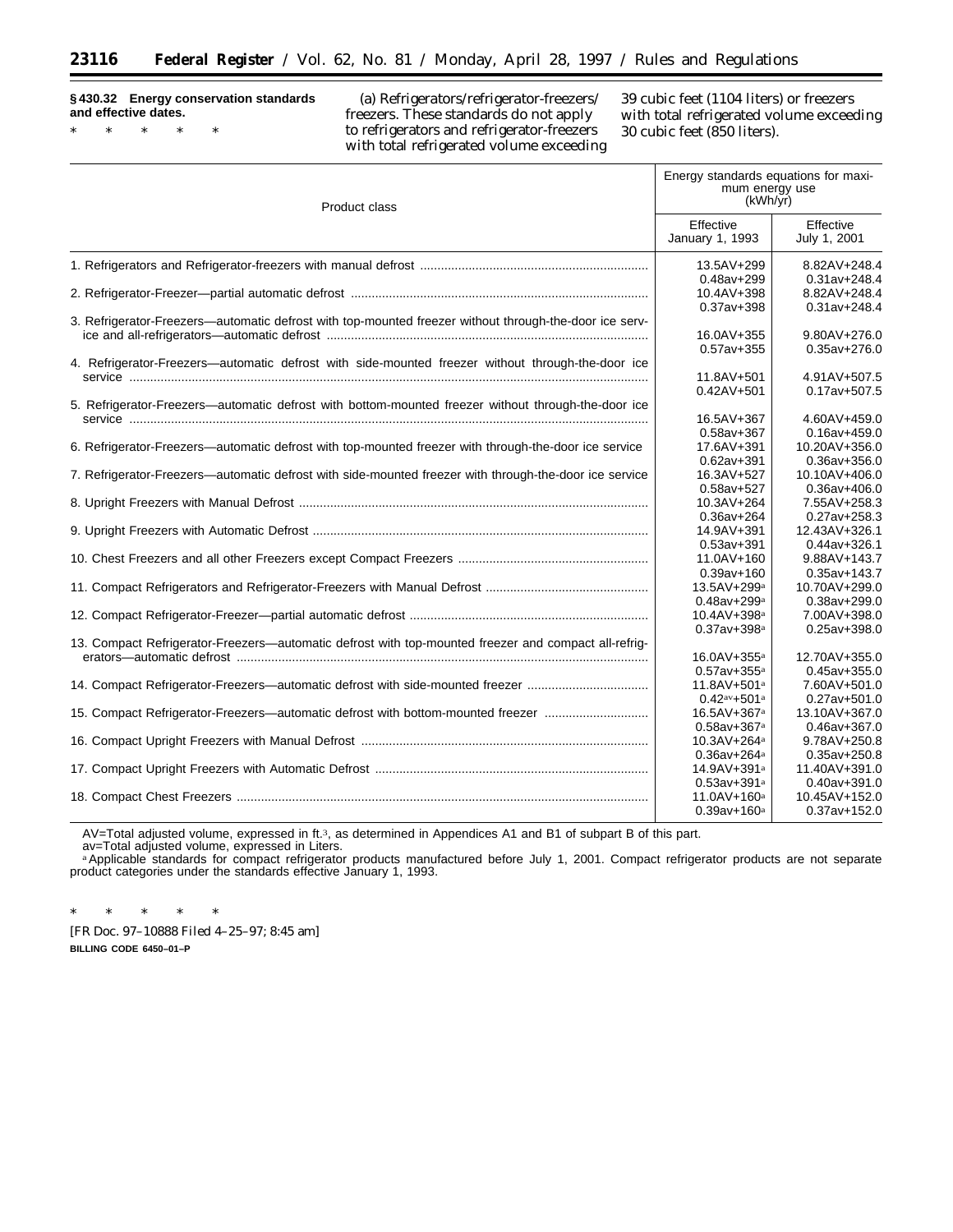**§ 430.32 Energy conservation standards and effective dates.**

\* \* \* \* \*

(a) Refrigerators/refrigerator-freezers/freezers. These standards do not apply to refrigerators and refrigerator-freezers with total refrigerated volume exceeding 39 cubic feet (1104 liters) or freezers with total refrigerated volume exceeding 30 cubic feet (850 liters).

| Product class | Energy standards equations for maximum energy use (kWh/yr) | |
|---|---|---|
| | Effective January 1, 1993 | Effective July 1, 2001 |
| 1. Refrigerators and Refrigerator-freezers with manual defrost | 13.5AV+299<br>0.48av+299 | 8.82AV+248.4<br>0.31av+248.4 |
| 2. Refrigerator-Freezer—partial automatic defrost | 10.4AV+398<br>0.37av+398 | 8.82AV+248.4<br>0.31av+248.4 |
| 3. Refrigerator-Freezers—automatic defrost with top-mounted freezer without through-the-door ice service and all-refrigerators—automatic defrost | 16.0AV+355<br>0.57av+355 | 9.80AV+276.0<br>0.35av+276.0 |
| 4. Refrigerator-Freezers—automatic defrost with side-mounted freezer without through-the-door ice service | 11.8AV+501<br>0.42AV+501 | 4.91AV+507.5<br>0.17av+507.5 |
| 5. Refrigerator-Freezers—automatic defrost with bottom-mounted freezer without through-the-door ice service | 16.5AV+367<br>0.58av+367 | 4.60AV+459.0<br>0.16av+459.0 |
| 6. Refrigerator-Freezers—automatic defrost with top-mounted freezer with through-the-door ice service | 17.6AV+391<br>0.62av+391 | 10.20AV+356.0<br>0.36av+356.0 |
| 7. Refrigerator-Freezers—automatic defrost with side-mounted freezer with through-the-door ice service | 16.3AV+527<br>0.58av+527 | 10.10AV+406.0<br>0.36av+406.0 |
| 8. Upright Freezers with Manual Defrost | 10.3AV+264<br>0.36av+264 | 7.55AV+258.3<br>0.27av+258.3 |
| 9. Upright Freezers with Automatic Defrost | 14.9AV+391<br>0.53av+391 | 12.43AV+326.1<br>0.44av+326.1 |
| 10. Chest Freezers and all other Freezers except Compact Freezers | 11.0AV+160<br>0.39av+160 | 9.88AV+143.7<br>0.35av+143.7 |
| 11. Compact Refrigerators and Refrigerator-Freezers with Manual Defrost | 13.5AV+299[a]<br>0.48av+299[a] | 10.70AV+299.0<br>0.38av+299.0 |
| 12. Compact Refrigerator-Freezer—partial automatic defrost | 10.4AV+398[a]<br>0.37av+398[a] | 7.00AV+398.0<br>0.25av+398.0 |
| 13. Compact Refrigerator-Freezers—automatic defrost with top-mounted freezer and compact all-refrigerators—automatic defrost | 16.0AV+355[a]<br>0.57av+355[a] | 12.70AV+355.0<br>0.45av+355.0 |
| 14. Compact Refrigerator-Freezers—automatic defrost with side-mounted freezer | 11.8AV+501[a]<br>0.42[av]+501[a] | 7.60AV+501.0<br>0.27av+501.0 |
| 15. Compact Refrigerator-Freezers—automatic defrost with bottom-mounted freezer | 16.5AV+367[a]<br>0.58av+367[a] | 13.10AV+367.0<br>0.46av+367.0 |
| 16. Compact Upright Freezers with Manual Defrost | 10.3AV+264[a]<br>0.36av+264[a] | 9.78AV+250.8<br>0.35av+250.8 |
| 17. Compact Upright Freezers with Automatic Defrost | 14.9AV+391[a]<br>0.53av+391[a] | 11.40AV+391.0<br>0.40av+391.0 |
| 18. Compact Chest Freezers | 11.0AV+160[a]<br>0.39av+160[a] | 10.45AV+152.0<br>0.37av+152.0 |

AV=Total adjusted volume, expressed in ft.[3], as determined in Appendices A1 and B1 of subpart B of this part.

av=Total adjusted volume, expressed in Liters.

[a] Applicable standards for compact refrigerator products manufactured before July 1, 2001. Compact refrigerator products are not separate product categories under the standards effective January 1, 1993.

\* \* \* \* \*

[FR Doc. 97–10888 Filed 4–25–97; 8:45 am]

**BILLING CODE 6450–01–P**